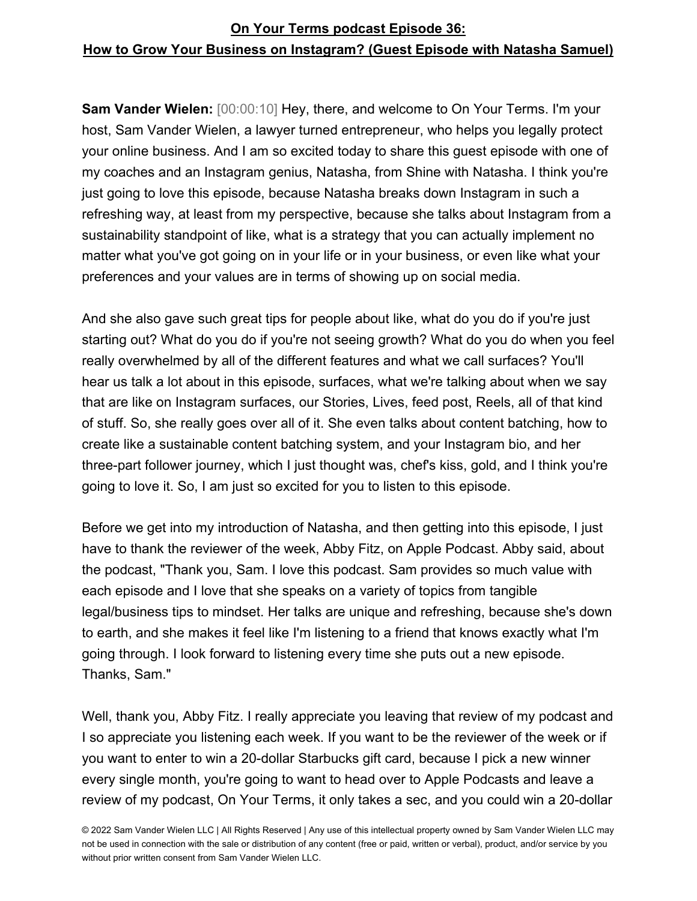**On Your Terms podcast Episode 36:**
**How to Grow Your Business on Instagram? (Guest Episode with Natasha Samuel)**

**Sam Vander Wielen:** [00:00:10] Hey, there, and welcome to On Your Terms. I'm your host, Sam Vander Wielen, a lawyer turned entrepreneur, who helps you legally protect your online business. And I am so excited today to share this guest episode with one of my coaches and an Instagram genius, Natasha, from Shine with Natasha. I think you're just going to love this episode, because Natasha breaks down Instagram in such a refreshing way, at least from my perspective, because she talks about Instagram from a sustainability standpoint of like, what is a strategy that you can actually implement no matter what you've got going on in your life or in your business, or even like what your preferences and your values are in terms of showing up on social media.

And she also gave such great tips for people about like, what do you do if you're just starting out? What do you do if you're not seeing growth? What do you do when you feel really overwhelmed by all of the different features and what we call surfaces? You'll hear us talk a lot about in this episode, surfaces, what we're talking about when we say that are like on Instagram surfaces, our Stories, Lives, feed post, Reels, all of that kind of stuff. So, she really goes over all of it. She even talks about content batching, how to create like a sustainable content batching system, and your Instagram bio, and her three-part follower journey, which I just thought was, chef's kiss, gold, and I think you're going to love it. So, I am just so excited for you to listen to this episode.

Before we get into my introduction of Natasha, and then getting into this episode, I just have to thank the reviewer of the week, Abby Fitz, on Apple Podcast. Abby said, about the podcast, "Thank you, Sam. I love this podcast. Sam provides so much value with each episode and I love that she speaks on a variety of topics from tangible legal/business tips to mindset. Her talks are unique and refreshing, because she's down to earth, and she makes it feel like I'm listening to a friend that knows exactly what I'm going through. I look forward to listening every time she puts out a new episode. Thanks, Sam."

Well, thank you, Abby Fitz. I really appreciate you leaving that review of my podcast and I so appreciate you listening each week. If you want to be the reviewer of the week or if you want to enter to win a 20-dollar Starbucks gift card, because I pick a new winner every single month, you're going to want to head over to Apple Podcasts and leave a review of my podcast, On Your Terms, it only takes a sec, and you could win a 20-dollar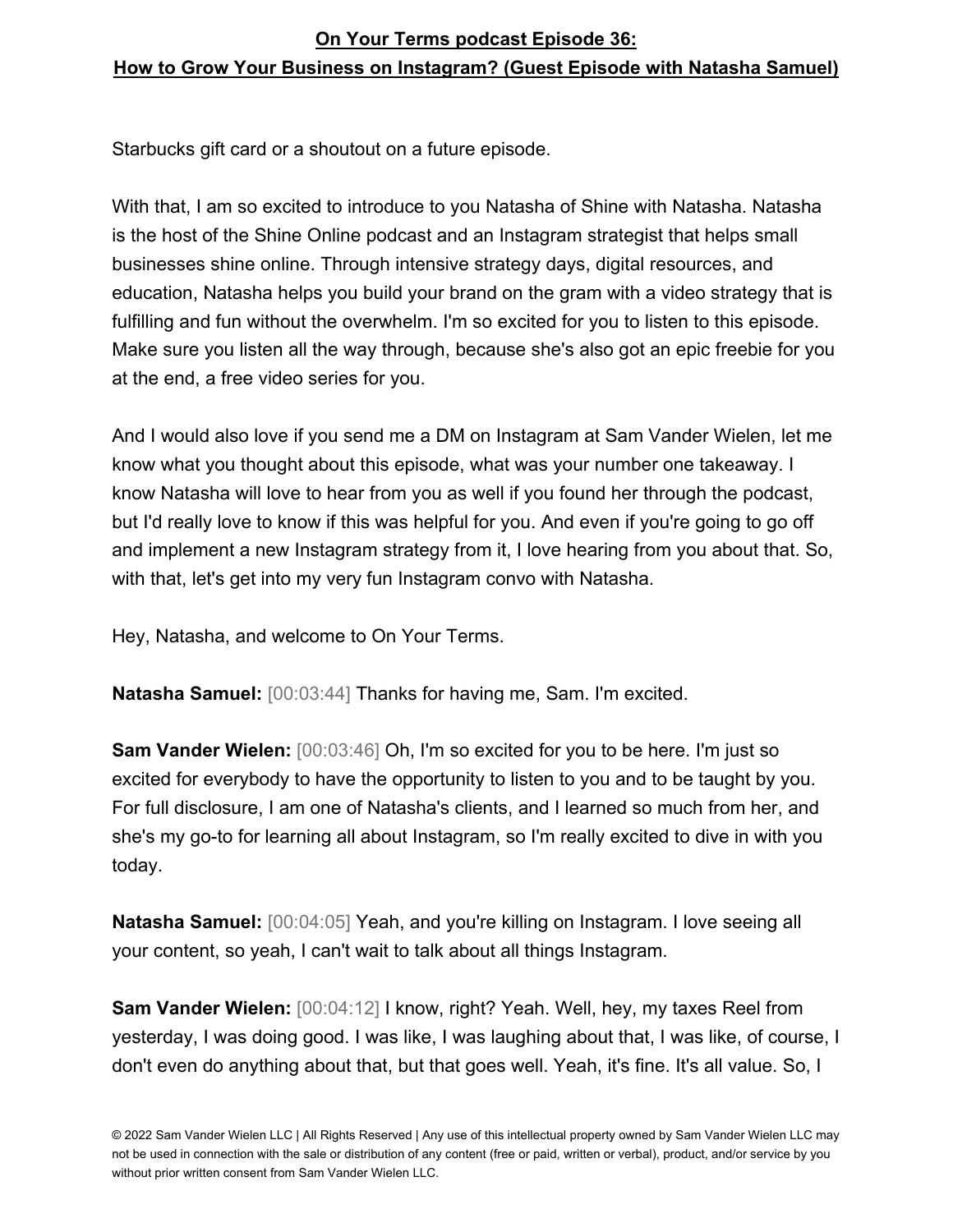Starbucks gift card or a shoutout on a future episode.

With that, I am so excited to introduce to you Natasha of Shine with Natasha. Natasha is the host of the Shine Online podcast and an Instagram strategist that helps small businesses shine online. Through intensive strategy days, digital resources, and education, Natasha helps you build your brand on the gram with a video strategy that is fulfilling and fun without the overwhelm. I'm so excited for you to listen to this episode. Make sure you listen all the way through, because she's also got an epic freebie for you at the end, a free video series for you.

And I would also love if you send me a DM on Instagram at Sam Vander Wielen, let me know what you thought about this episode, what was your number one takeaway. I know Natasha will love to hear from you as well if you found her through the podcast, but I'd really love to know if this was helpful for you. And even if you're going to go off and implement a new Instagram strategy from it, I love hearing from you about that. So, with that, let's get into my very fun Instagram convo with Natasha.

Hey, Natasha, and welcome to On Your Terms.

**Natasha Samuel:** [00:03:44] Thanks for having me, Sam. I'm excited.

**Sam Vander Wielen:** [00:03:46] Oh, I'm so excited for you to be here. I'm just so excited for everybody to have the opportunity to listen to you and to be taught by you. For full disclosure, I am one of Natasha's clients, and I learned so much from her, and she's my go-to for learning all about Instagram, so I'm really excited to dive in with you today.

**Natasha Samuel:** [00:04:05] Yeah, and you're killing on Instagram. I love seeing all your content, so yeah, I can't wait to talk about all things Instagram.

**Sam Vander Wielen:** [00:04:12] I know, right? Yeah. Well, hey, my taxes Reel from yesterday, I was doing good. I was like, I was laughing about that, I was like, of course, I don't even do anything about that, but that goes well. Yeah, it's fine. It's all value. So, I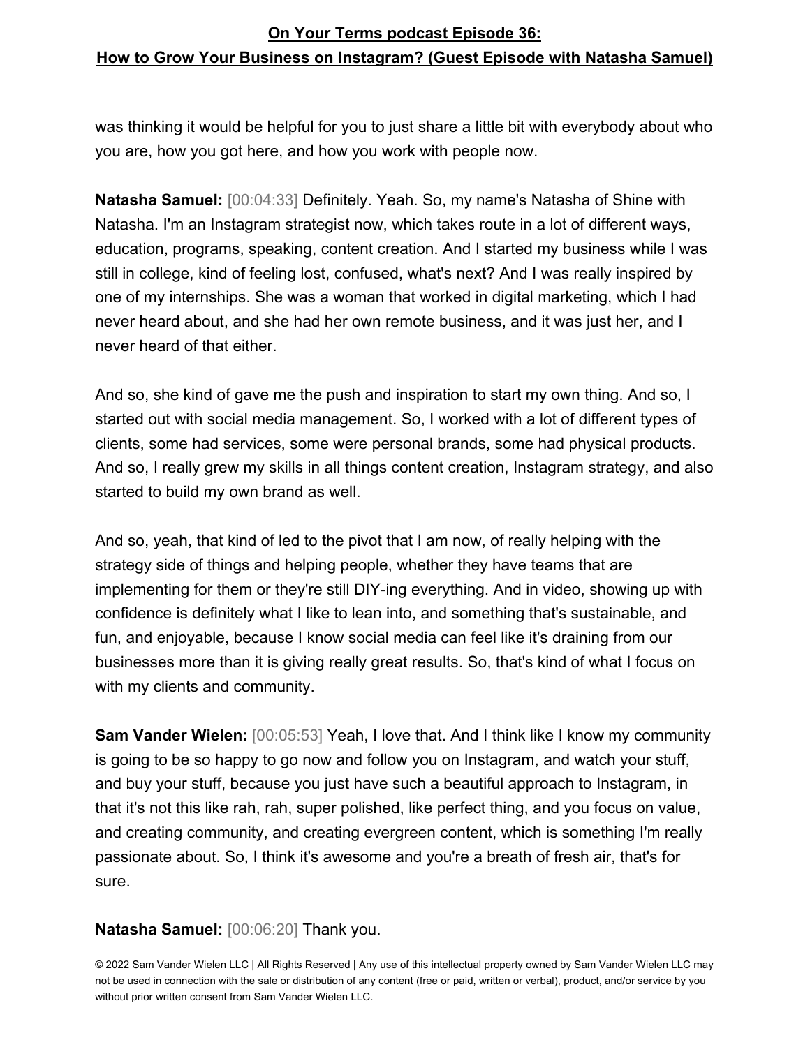was thinking it would be helpful for you to just share a little bit with everybody about who you are, how you got here, and how you work with people now.

**Natasha Samuel:** [00:04:33] Definitely. Yeah. So, my name's Natasha of Shine with Natasha. I'm an Instagram strategist now, which takes route in a lot of different ways, education, programs, speaking, content creation. And I started my business while I was still in college, kind of feeling lost, confused, what's next? And I was really inspired by one of my internships. She was a woman that worked in digital marketing, which I had never heard about, and she had her own remote business, and it was just her, and I never heard of that either.

And so, she kind of gave me the push and inspiration to start my own thing. And so, I started out with social media management. So, I worked with a lot of different types of clients, some had services, some were personal brands, some had physical products. And so, I really grew my skills in all things content creation, Instagram strategy, and also started to build my own brand as well.

And so, yeah, that kind of led to the pivot that I am now, of really helping with the strategy side of things and helping people, whether they have teams that are implementing for them or they're still DIY-ing everything. And in video, showing up with confidence is definitely what I like to lean into, and something that's sustainable, and fun, and enjoyable, because I know social media can feel like it's draining from our businesses more than it is giving really great results. So, that's kind of what I focus on with my clients and community.

**Sam Vander Wielen:** [00:05:53] Yeah, I love that. And I think like I know my community is going to be so happy to go now and follow you on Instagram, and watch your stuff, and buy your stuff, because you just have such a beautiful approach to Instagram, in that it's not this like rah, rah, super polished, like perfect thing, and you focus on value, and creating community, and creating evergreen content, which is something I'm really passionate about. So, I think it's awesome and you're a breath of fresh air, that's for sure.

**Natasha Samuel:** [00:06:20] Thank you.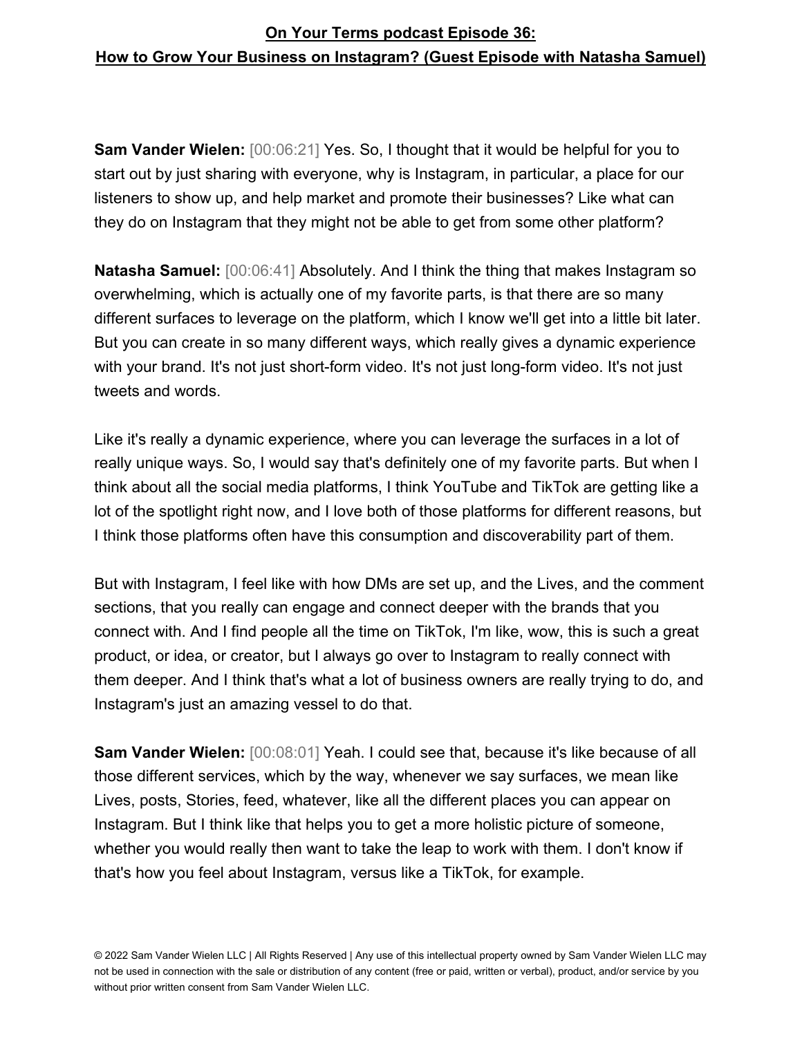**Sam Vander Wielen:** [00:06:21] Yes. So, I thought that it would be helpful for you to start out by just sharing with everyone, why is Instagram, in particular, a place for our listeners to show up, and help market and promote their businesses? Like what can they do on Instagram that they might not be able to get from some other platform?

**Natasha Samuel:** [00:06:41] Absolutely. And I think the thing that makes Instagram so overwhelming, which is actually one of my favorite parts, is that there are so many different surfaces to leverage on the platform, which I know we'll get into a little bit later. But you can create in so many different ways, which really gives a dynamic experience with your brand. It's not just short-form video. It's not just long-form video. It's not just tweets and words.

Like it's really a dynamic experience, where you can leverage the surfaces in a lot of really unique ways. So, I would say that's definitely one of my favorite parts. But when I think about all the social media platforms, I think YouTube and TikTok are getting like a lot of the spotlight right now, and I love both of those platforms for different reasons, but I think those platforms often have this consumption and discoverability part of them.

But with Instagram, I feel like with how DMs are set up, and the Lives, and the comment sections, that you really can engage and connect deeper with the brands that you connect with. And I find people all the time on TikTok, I'm like, wow, this is such a great product, or idea, or creator, but I always go over to Instagram to really connect with them deeper. And I think that's what a lot of business owners are really trying to do, and Instagram's just an amazing vessel to do that.

**Sam Vander Wielen:** [00:08:01] Yeah. I could see that, because it's like because of all those different services, which by the way, whenever we say surfaces, we mean like Lives, posts, Stories, feed, whatever, like all the different places you can appear on Instagram. But I think like that helps you to get a more holistic picture of someone, whether you would really then want to take the leap to work with them. I don't know if that's how you feel about Instagram, versus like a TikTok, for example.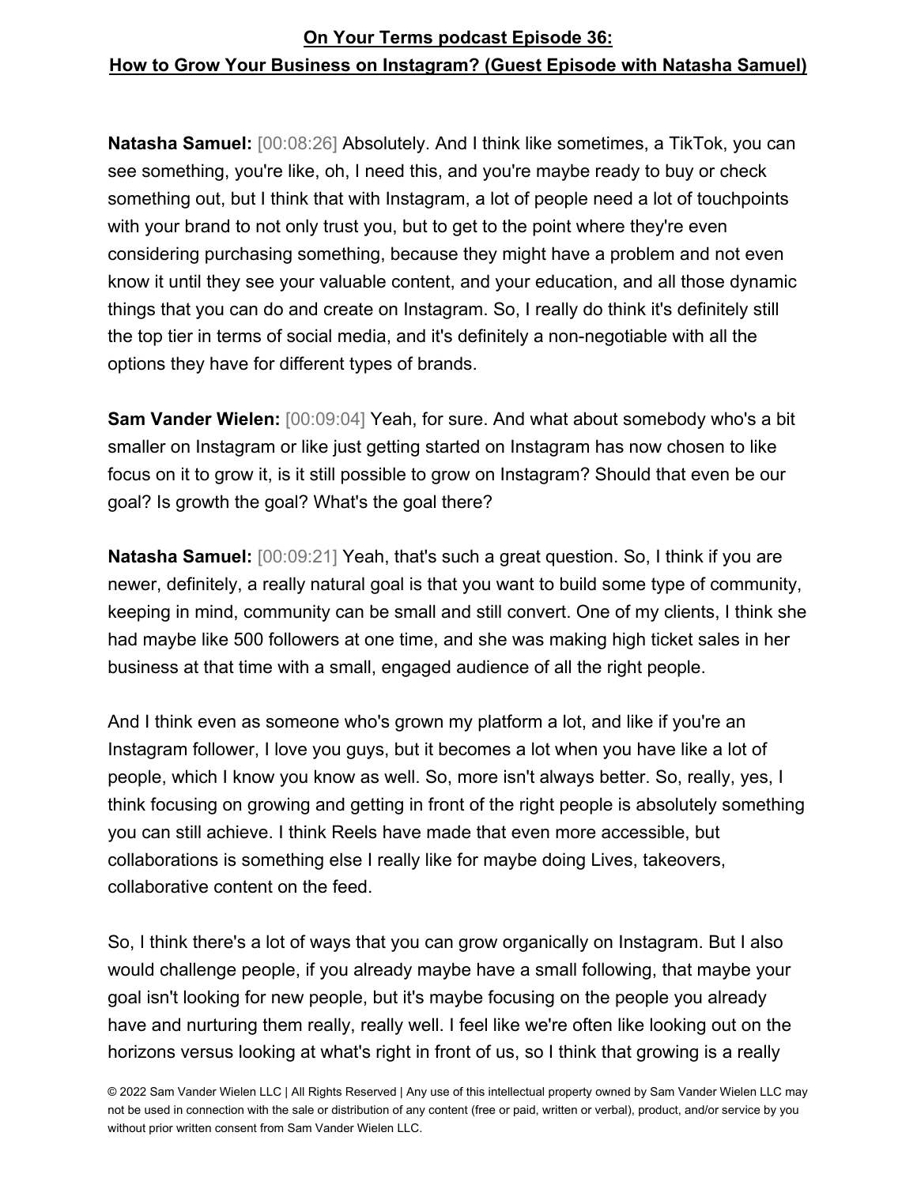**Natasha Samuel:** [00:08:26] Absolutely. And I think like sometimes, a TikTok, you can see something, you're like, oh, I need this, and you're maybe ready to buy or check something out, but I think that with Instagram, a lot of people need a lot of touchpoints with your brand to not only trust you, but to get to the point where they're even considering purchasing something, because they might have a problem and not even know it until they see your valuable content, and your education, and all those dynamic things that you can do and create on Instagram. So, I really do think it's definitely still the top tier in terms of social media, and it's definitely a non-negotiable with all the options they have for different types of brands.

**Sam Vander Wielen:** [00:09:04] Yeah, for sure. And what about somebody who's a bit smaller on Instagram or like just getting started on Instagram has now chosen to like focus on it to grow it, is it still possible to grow on Instagram? Should that even be our goal? Is growth the goal? What's the goal there?

**Natasha Samuel:** [00:09:21] Yeah, that's such a great question. So, I think if you are newer, definitely, a really natural goal is that you want to build some type of community, keeping in mind, community can be small and still convert. One of my clients, I think she had maybe like 500 followers at one time, and she was making high ticket sales in her business at that time with a small, engaged audience of all the right people.

And I think even as someone who's grown my platform a lot, and like if you're an Instagram follower, I love you guys, but it becomes a lot when you have like a lot of people, which I know you know as well. So, more isn't always better. So, really, yes, I think focusing on growing and getting in front of the right people is absolutely something you can still achieve. I think Reels have made that even more accessible, but collaborations is something else I really like for maybe doing Lives, takeovers, collaborative content on the feed.

So, I think there's a lot of ways that you can grow organically on Instagram. But I also would challenge people, if you already maybe have a small following, that maybe your goal isn't looking for new people, but it's maybe focusing on the people you already have and nurturing them really, really well. I feel like we're often like looking out on the horizons versus looking at what's right in front of us, so I think that growing is a really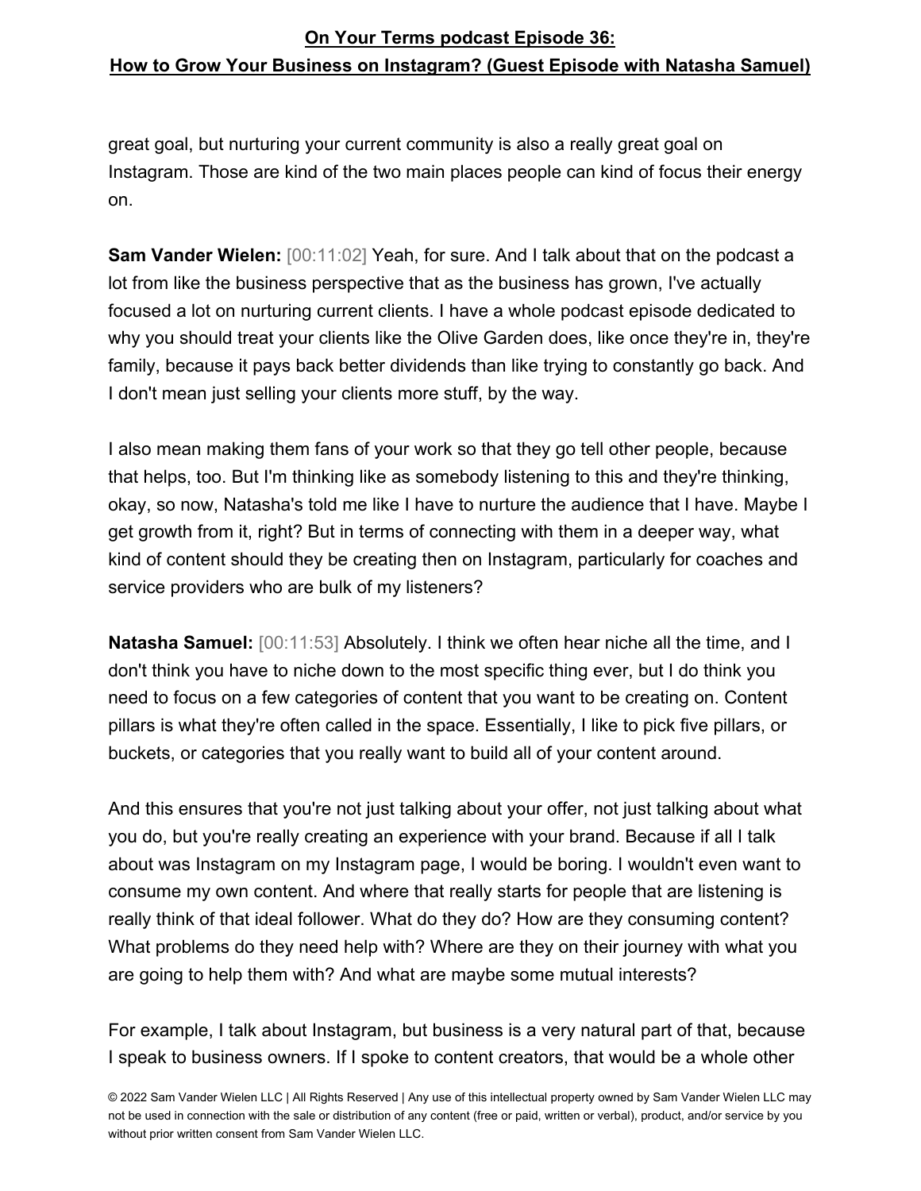great goal, but nurturing your current community is also a really great goal on Instagram. Those are kind of the two main places people can kind of focus their energy on.

**Sam Vander Wielen:** [00:11:02] Yeah, for sure. And I talk about that on the podcast a lot from like the business perspective that as the business has grown, I've actually focused a lot on nurturing current clients. I have a whole podcast episode dedicated to why you should treat your clients like the Olive Garden does, like once they're in, they're family, because it pays back better dividends than like trying to constantly go back. And I don't mean just selling your clients more stuff, by the way.

I also mean making them fans of your work so that they go tell other people, because that helps, too. But I'm thinking like as somebody listening to this and they're thinking, okay, so now, Natasha's told me like I have to nurture the audience that I have. Maybe I get growth from it, right? But in terms of connecting with them in a deeper way, what kind of content should they be creating then on Instagram, particularly for coaches and service providers who are bulk of my listeners?

**Natasha Samuel:** [00:11:53] Absolutely. I think we often hear niche all the time, and I don't think you have to niche down to the most specific thing ever, but I do think you need to focus on a few categories of content that you want to be creating on. Content pillars is what they're often called in the space. Essentially, I like to pick five pillars, or buckets, or categories that you really want to build all of your content around.

And this ensures that you're not just talking about your offer, not just talking about what you do, but you're really creating an experience with your brand. Because if all I talk about was Instagram on my Instagram page, I would be boring. I wouldn't even want to consume my own content. And where that really starts for people that are listening is really think of that ideal follower. What do they do? How are they consuming content? What problems do they need help with? Where are they on their journey with what you are going to help them with? And what are maybe some mutual interests?

For example, I talk about Instagram, but business is a very natural part of that, because I speak to business owners. If I spoke to content creators, that would be a whole other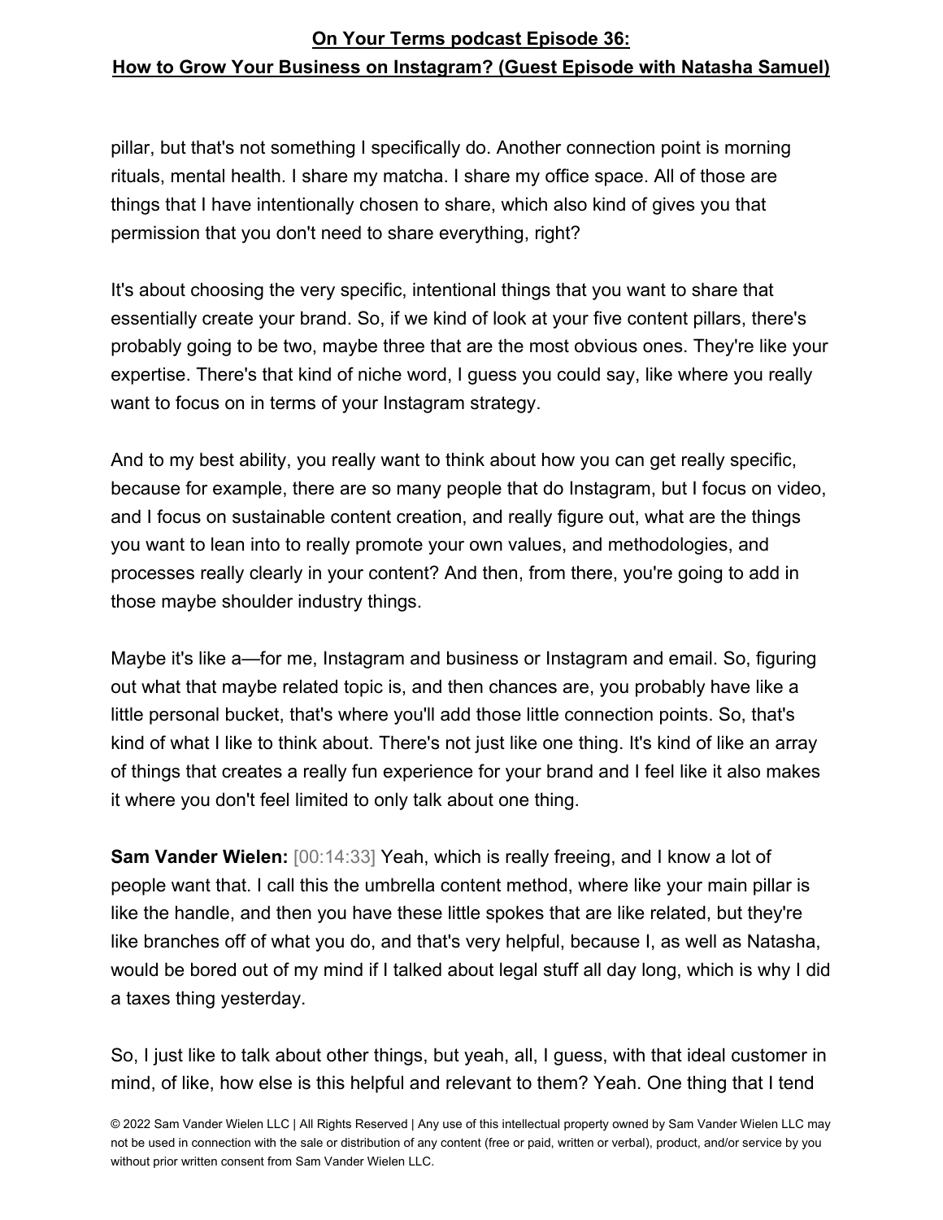pillar, but that's not something I specifically do. Another connection point is morning rituals, mental health. I share my matcha. I share my office space. All of those are things that I have intentionally chosen to share, which also kind of gives you that permission that you don't need to share everything, right?

It's about choosing the very specific, intentional things that you want to share that essentially create your brand. So, if we kind of look at your five content pillars, there's probably going to be two, maybe three that are the most obvious ones. They're like your expertise. There's that kind of niche word, I guess you could say, like where you really want to focus on in terms of your Instagram strategy.

And to my best ability, you really want to think about how you can get really specific, because for example, there are so many people that do Instagram, but I focus on video, and I focus on sustainable content creation, and really figure out, what are the things you want to lean into to really promote your own values, and methodologies, and processes really clearly in your content? And then, from there, you're going to add in those maybe shoulder industry things.

Maybe it's like a—for me, Instagram and business or Instagram and email. So, figuring out what that maybe related topic is, and then chances are, you probably have like a little personal bucket, that's where you'll add those little connection points. So, that's kind of what I like to think about. There's not just like one thing. It's kind of like an array of things that creates a really fun experience for your brand and I feel like it also makes it where you don't feel limited to only talk about one thing.

**Sam Vander Wielen:** [00:14:33] Yeah, which is really freeing, and I know a lot of people want that. I call this the umbrella content method, where like your main pillar is like the handle, and then you have these little spokes that are like related, but they're like branches off of what you do, and that's very helpful, because I, as well as Natasha, would be bored out of my mind if I talked about legal stuff all day long, which is why I did a taxes thing yesterday.

So, I just like to talk about other things, but yeah, all, I guess, with that ideal customer in mind, of like, how else is this helpful and relevant to them? Yeah. One thing that I tend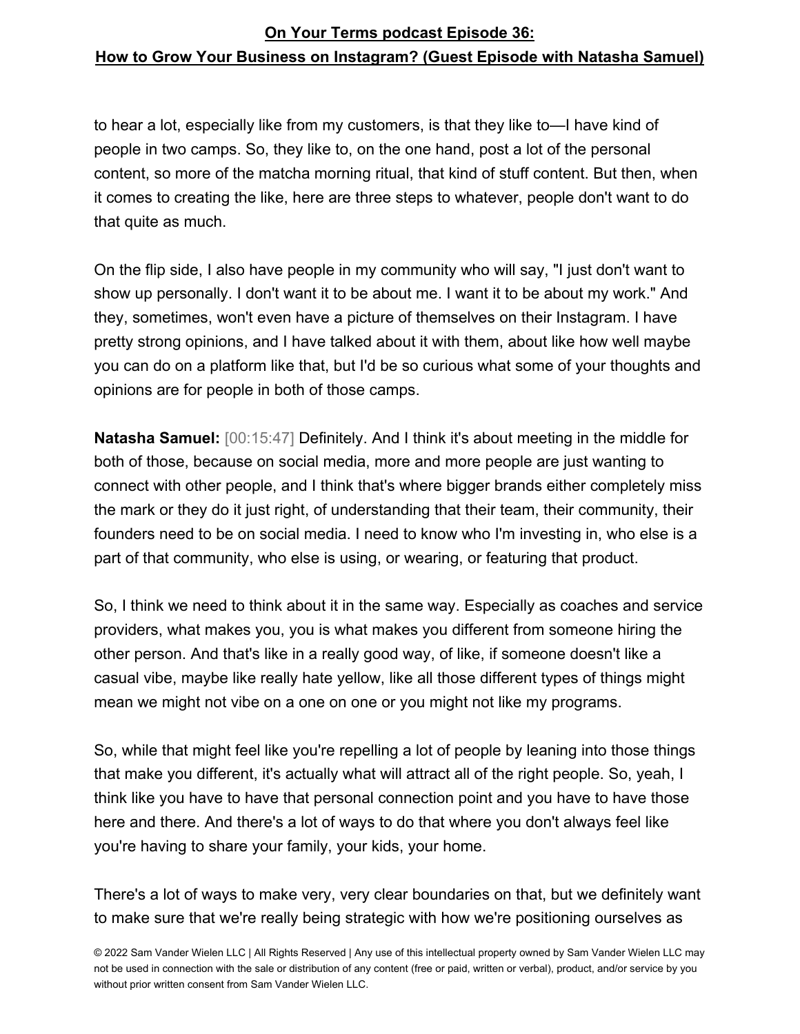to hear a lot, especially like from my customers, is that they like to—I have kind of people in two camps. So, they like to, on the one hand, post a lot of the personal content, so more of the matcha morning ritual, that kind of stuff content. But then, when it comes to creating the like, here are three steps to whatever, people don't want to do that quite as much.

On the flip side, I also have people in my community who will say, "I just don't want to show up personally. I don't want it to be about me. I want it to be about my work." And they, sometimes, won't even have a picture of themselves on their Instagram. I have pretty strong opinions, and I have talked about it with them, about like how well maybe you can do on a platform like that, but I'd be so curious what some of your thoughts and opinions are for people in both of those camps.

**Natasha Samuel:** [00:15:47] Definitely. And I think it's about meeting in the middle for both of those, because on social media, more and more people are just wanting to connect with other people, and I think that's where bigger brands either completely miss the mark or they do it just right, of understanding that their team, their community, their founders need to be on social media. I need to know who I'm investing in, who else is a part of that community, who else is using, or wearing, or featuring that product.

So, I think we need to think about it in the same way. Especially as coaches and service providers, what makes you, you is what makes you different from someone hiring the other person. And that's like in a really good way, of like, if someone doesn't like a casual vibe, maybe like really hate yellow, like all those different types of things might mean we might not vibe on a one on one or you might not like my programs.

So, while that might feel like you're repelling a lot of people by leaning into those things that make you different, it's actually what will attract all of the right people. So, yeah, I think like you have to have that personal connection point and you have to have those here and there. And there's a lot of ways to do that where you don't always feel like you're having to share your family, your kids, your home.

There's a lot of ways to make very, very clear boundaries on that, but we definitely want to make sure that we're really being strategic with how we're positioning ourselves as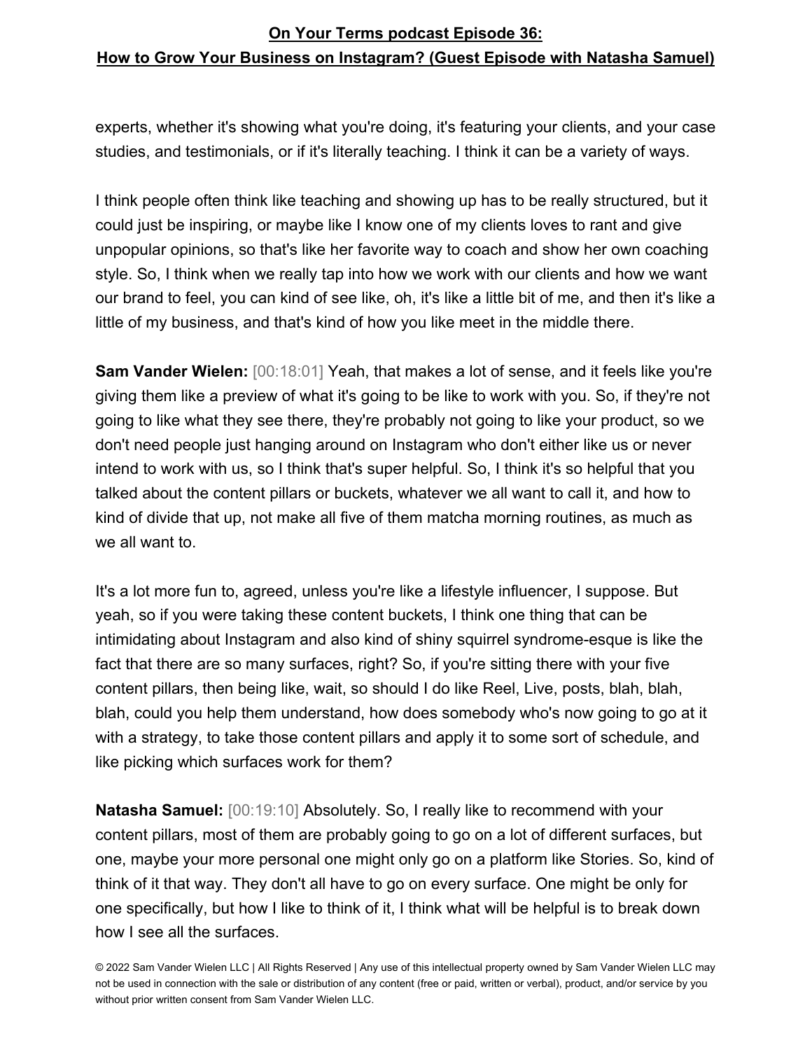experts, whether it's showing what you're doing, it's featuring your clients, and your case studies, and testimonials, or if it's literally teaching. I think it can be a variety of ways.

I think people often think like teaching and showing up has to be really structured, but it could just be inspiring, or maybe like I know one of my clients loves to rant and give unpopular opinions, so that's like her favorite way to coach and show her own coaching style. So, I think when we really tap into how we work with our clients and how we want our brand to feel, you can kind of see like, oh, it's like a little bit of me, and then it's like a little of my business, and that's kind of how you like meet in the middle there.

**Sam Vander Wielen:** [00:18:01] Yeah, that makes a lot of sense, and it feels like you're giving them like a preview of what it's going to be like to work with you. So, if they're not going to like what they see there, they're probably not going to like your product, so we don't need people just hanging around on Instagram who don't either like us or never intend to work with us, so I think that's super helpful. So, I think it's so helpful that you talked about the content pillars or buckets, whatever we all want to call it, and how to kind of divide that up, not make all five of them matcha morning routines, as much as we all want to.

It's a lot more fun to, agreed, unless you're like a lifestyle influencer, I suppose. But yeah, so if you were taking these content buckets, I think one thing that can be intimidating about Instagram and also kind of shiny squirrel syndrome-esque is like the fact that there are so many surfaces, right? So, if you're sitting there with your five content pillars, then being like, wait, so should I do like Reel, Live, posts, blah, blah, blah, could you help them understand, how does somebody who's now going to go at it with a strategy, to take those content pillars and apply it to some sort of schedule, and like picking which surfaces work for them?

**Natasha Samuel:** [00:19:10] Absolutely. So, I really like to recommend with your content pillars, most of them are probably going to go on a lot of different surfaces, but one, maybe your more personal one might only go on a platform like Stories. So, kind of think of it that way. They don't all have to go on every surface. One might be only for one specifically, but how I like to think of it, I think what will be helpful is to break down how I see all the surfaces.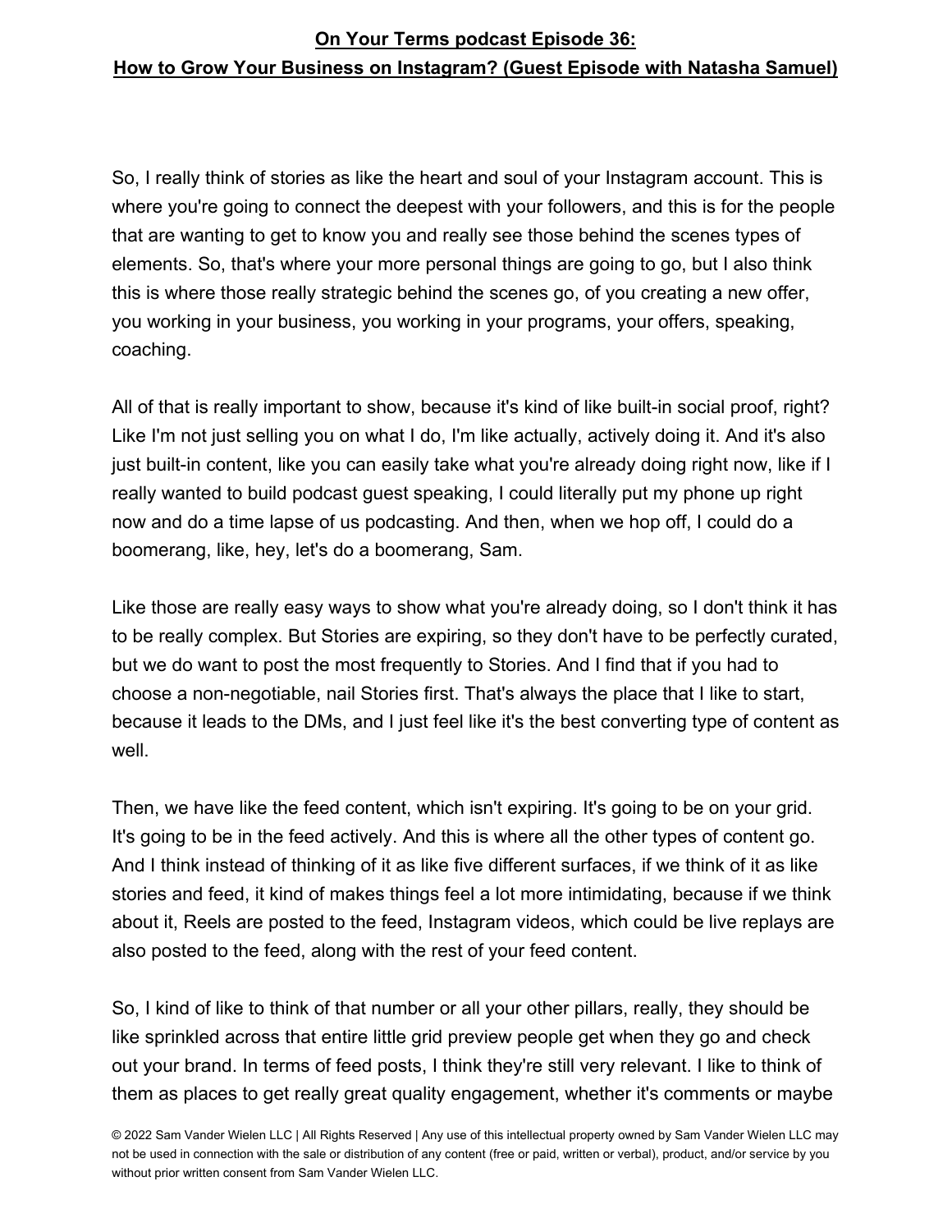So, I really think of stories as like the heart and soul of your Instagram account. This is where you're going to connect the deepest with your followers, and this is for the people that are wanting to get to know you and really see those behind the scenes types of elements. So, that's where your more personal things are going to go, but I also think this is where those really strategic behind the scenes go, of you creating a new offer, you working in your business, you working in your programs, your offers, speaking, coaching.

All of that is really important to show, because it's kind of like built-in social proof, right? Like I'm not just selling you on what I do, I'm like actually, actively doing it. And it's also just built-in content, like you can easily take what you're already doing right now, like if I really wanted to build podcast guest speaking, I could literally put my phone up right now and do a time lapse of us podcasting. And then, when we hop off, I could do a boomerang, like, hey, let's do a boomerang, Sam.

Like those are really easy ways to show what you're already doing, so I don't think it has to be really complex. But Stories are expiring, so they don't have to be perfectly curated, but we do want to post the most frequently to Stories. And I find that if you had to choose a non-negotiable, nail Stories first. That's always the place that I like to start, because it leads to the DMs, and I just feel like it's the best converting type of content as well.

Then, we have like the feed content, which isn't expiring. It's going to be on your grid. It's going to be in the feed actively. And this is where all the other types of content go. And I think instead of thinking of it as like five different surfaces, if we think of it as like stories and feed, it kind of makes things feel a lot more intimidating, because if we think about it, Reels are posted to the feed, Instagram videos, which could be live replays are also posted to the feed, along with the rest of your feed content.

So, I kind of like to think of that number or all your other pillars, really, they should be like sprinkled across that entire little grid preview people get when they go and check out your brand. In terms of feed posts, I think they're still very relevant. I like to think of them as places to get really great quality engagement, whether it's comments or maybe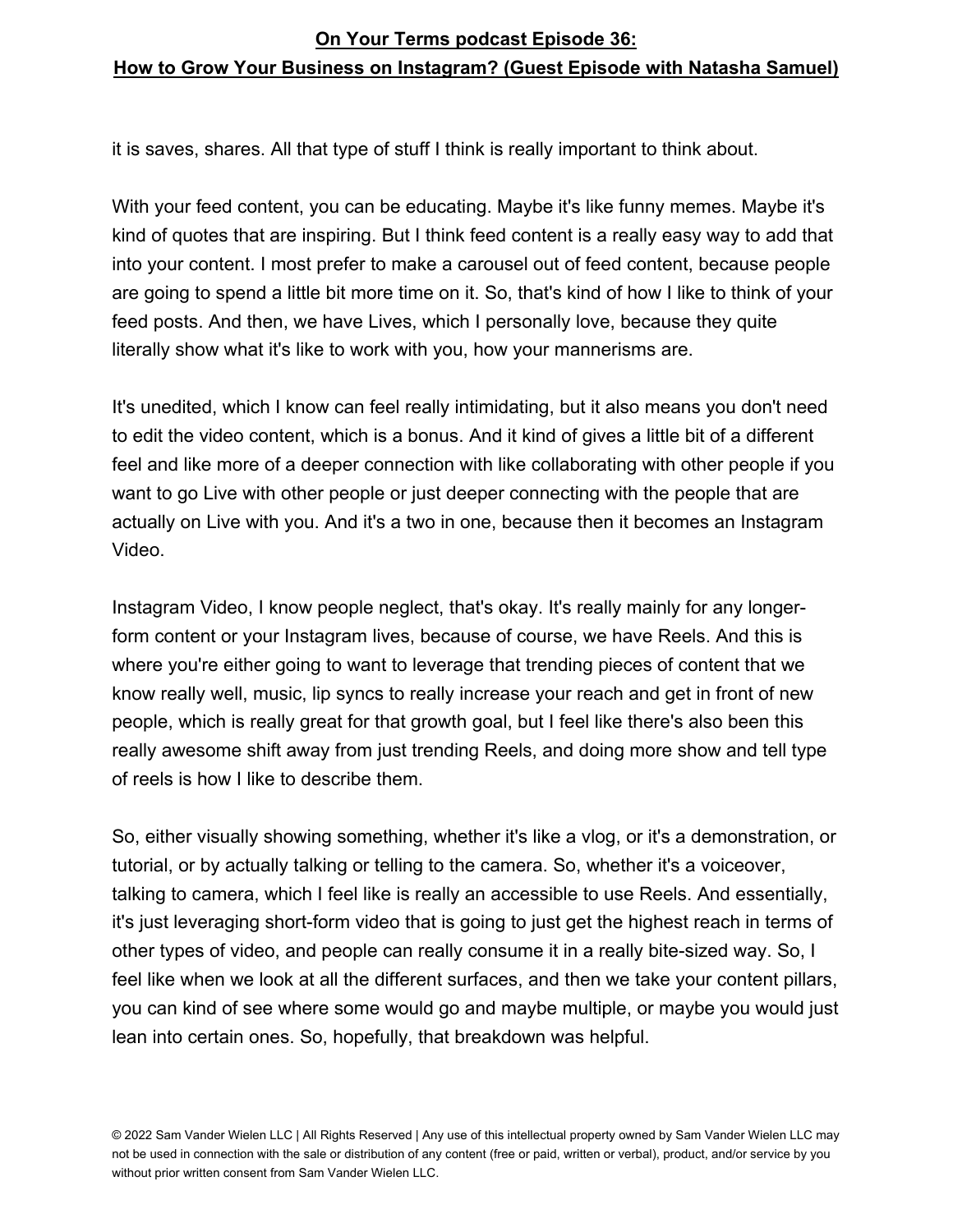it is saves, shares. All that type of stuff I think is really important to think about.

With your feed content, you can be educating. Maybe it's like funny memes. Maybe it's kind of quotes that are inspiring. But I think feed content is a really easy way to add that into your content. I most prefer to make a carousel out of feed content, because people are going to spend a little bit more time on it. So, that's kind of how I like to think of your feed posts. And then, we have Lives, which I personally love, because they quite literally show what it's like to work with you, how your mannerisms are.

It's unedited, which I know can feel really intimidating, but it also means you don't need to edit the video content, which is a bonus. And it kind of gives a little bit of a different feel and like more of a deeper connection with like collaborating with other people if you want to go Live with other people or just deeper connecting with the people that are actually on Live with you. And it's a two in one, because then it becomes an Instagram Video.

Instagram Video, I know people neglect, that's okay. It's really mainly for any longer-form content or your Instagram lives, because of course, we have Reels. And this is where you're either going to want to leverage that trending pieces of content that we know really well, music, lip syncs to really increase your reach and get in front of new people, which is really great for that growth goal, but I feel like there's also been this really awesome shift away from just trending Reels, and doing more show and tell type of reels is how I like to describe them.

So, either visually showing something, whether it's like a vlog, or it's a demonstration, or tutorial, or by actually talking or telling to the camera. So, whether it's a voiceover, talking to camera, which I feel like is really an accessible to use Reels. And essentially, it's just leveraging short-form video that is going to just get the highest reach in terms of other types of video, and people can really consume it in a really bite-sized way. So, I feel like when we look at all the different surfaces, and then we take your content pillars, you can kind of see where some would go and maybe multiple, or maybe you would just lean into certain ones. So, hopefully, that breakdown was helpful.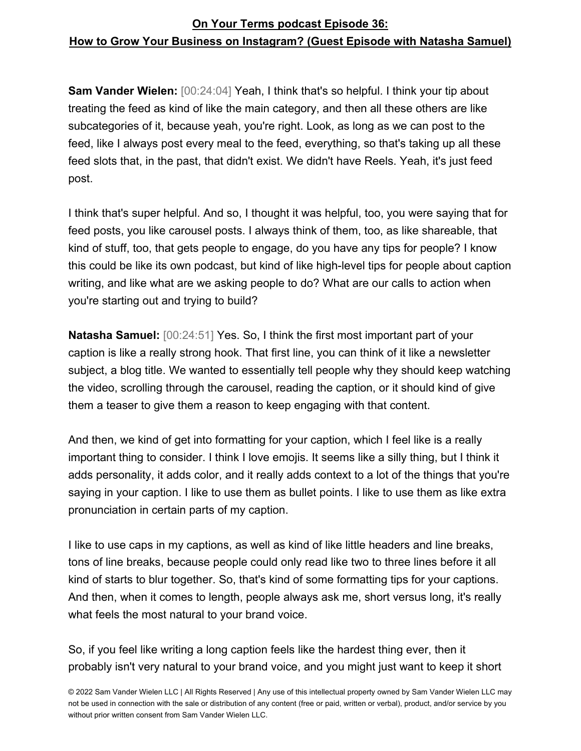**Sam Vander Wielen:** [00:24:04] Yeah, I think that's so helpful. I think your tip about treating the feed as kind of like the main category, and then all these others are like subcategories of it, because yeah, you're right. Look, as long as we can post to the feed, like I always post every meal to the feed, everything, so that's taking up all these feed slots that, in the past, that didn't exist. We didn't have Reels. Yeah, it's just feed post.

I think that's super helpful. And so, I thought it was helpful, too, you were saying that for feed posts, you like carousel posts. I always think of them, too, as like shareable, that kind of stuff, too, that gets people to engage, do you have any tips for people? I know this could be like its own podcast, but kind of like high-level tips for people about caption writing, and like what are we asking people to do? What are our calls to action when you're starting out and trying to build?

**Natasha Samuel:** [00:24:51] Yes. So, I think the first most important part of your caption is like a really strong hook. That first line, you can think of it like a newsletter subject, a blog title. We wanted to essentially tell people why they should keep watching the video, scrolling through the carousel, reading the caption, or it should kind of give them a teaser to give them a reason to keep engaging with that content.

And then, we kind of get into formatting for your caption, which I feel like is a really important thing to consider. I think I love emojis. It seems like a silly thing, but I think it adds personality, it adds color, and it really adds context to a lot of the things that you're saying in your caption. I like to use them as bullet points. I like to use them as like extra pronunciation in certain parts of my caption.

I like to use caps in my captions, as well as kind of like little headers and line breaks, tons of line breaks, because people could only read like two to three lines before it all kind of starts to blur together. So, that's kind of some formatting tips for your captions. And then, when it comes to length, people always ask me, short versus long, it's really what feels the most natural to your brand voice.

So, if you feel like writing a long caption feels like the hardest thing ever, then it probably isn't very natural to your brand voice, and you might just want to keep it short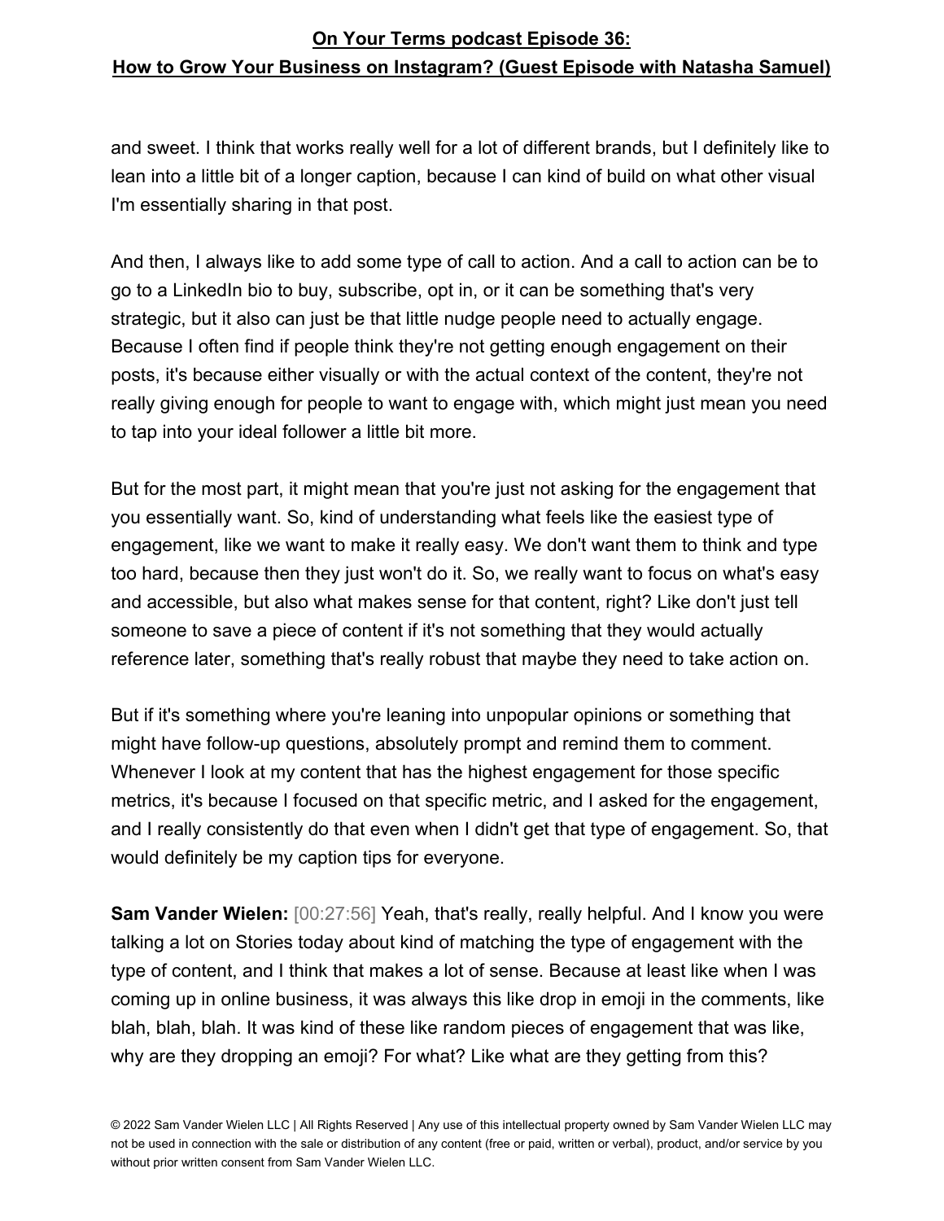and sweet. I think that works really well for a lot of different brands, but I definitely like to lean into a little bit of a longer caption, because I can kind of build on what other visual I'm essentially sharing in that post.

And then, I always like to add some type of call to action. And a call to action can be to go to a LinkedIn bio to buy, subscribe, opt in, or it can be something that's very strategic, but it also can just be that little nudge people need to actually engage. Because I often find if people think they're not getting enough engagement on their posts, it's because either visually or with the actual context of the content, they're not really giving enough for people to want to engage with, which might just mean you need to tap into your ideal follower a little bit more.

But for the most part, it might mean that you're just not asking for the engagement that you essentially want. So, kind of understanding what feels like the easiest type of engagement, like we want to make it really easy. We don't want them to think and type too hard, because then they just won't do it. So, we really want to focus on what's easy and accessible, but also what makes sense for that content, right? Like don't just tell someone to save a piece of content if it's not something that they would actually reference later, something that's really robust that maybe they need to take action on.

But if it's something where you're leaning into unpopular opinions or something that might have follow-up questions, absolutely prompt and remind them to comment. Whenever I look at my content that has the highest engagement for those specific metrics, it's because I focused on that specific metric, and I asked for the engagement, and I really consistently do that even when I didn't get that type of engagement. So, that would definitely be my caption tips for everyone.

**Sam Vander Wielen:** [00:27:56] Yeah, that's really, really helpful. And I know you were talking a lot on Stories today about kind of matching the type of engagement with the type of content, and I think that makes a lot of sense. Because at least like when I was coming up in online business, it was always this like drop in emoji in the comments, like blah, blah, blah. It was kind of these like random pieces of engagement that was like, why are they dropping an emoji? For what? Like what are they getting from this?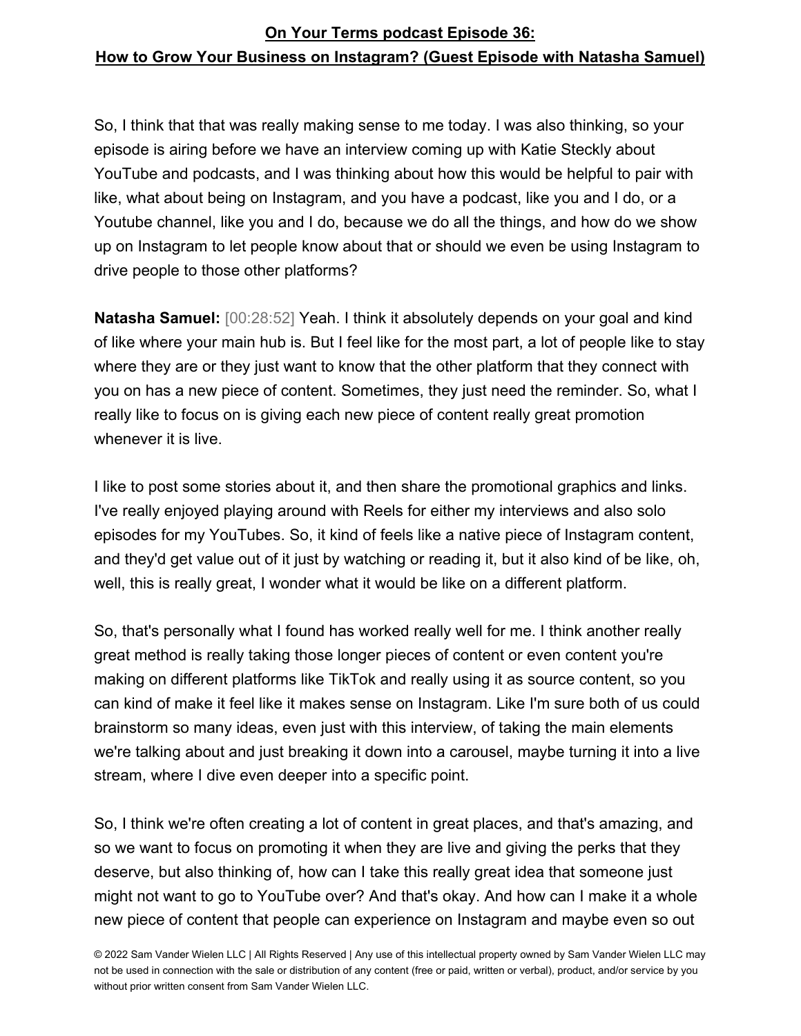So, I think that that was really making sense to me today. I was also thinking, so your episode is airing before we have an interview coming up with Katie Steckly about YouTube and podcasts, and I was thinking about how this would be helpful to pair with like, what about being on Instagram, and you have a podcast, like you and I do, or a Youtube channel, like you and I do, because we do all the things, and how do we show up on Instagram to let people know about that or should we even be using Instagram to drive people to those other platforms?

**Natasha Samuel:** [00:28:52] Yeah. I think it absolutely depends on your goal and kind of like where your main hub is. But I feel like for the most part, a lot of people like to stay where they are or they just want to know that the other platform that they connect with you on has a new piece of content. Sometimes, they just need the reminder. So, what I really like to focus on is giving each new piece of content really great promotion whenever it is live.

I like to post some stories about it, and then share the promotional graphics and links. I've really enjoyed playing around with Reels for either my interviews and also solo episodes for my YouTubes. So, it kind of feels like a native piece of Instagram content, and they'd get value out of it just by watching or reading it, but it also kind of be like, oh, well, this is really great, I wonder what it would be like on a different platform.

So, that's personally what I found has worked really well for me. I think another really great method is really taking those longer pieces of content or even content you're making on different platforms like TikTok and really using it as source content, so you can kind of make it feel like it makes sense on Instagram. Like I'm sure both of us could brainstorm so many ideas, even just with this interview, of taking the main elements we're talking about and just breaking it down into a carousel, maybe turning it into a live stream, where I dive even deeper into a specific point.

So, I think we're often creating a lot of content in great places, and that's amazing, and so we want to focus on promoting it when they are live and giving the perks that they deserve, but also thinking of, how can I take this really great idea that someone just might not want to go to YouTube over? And that's okay. And how can I make it a whole new piece of content that people can experience on Instagram and maybe even so out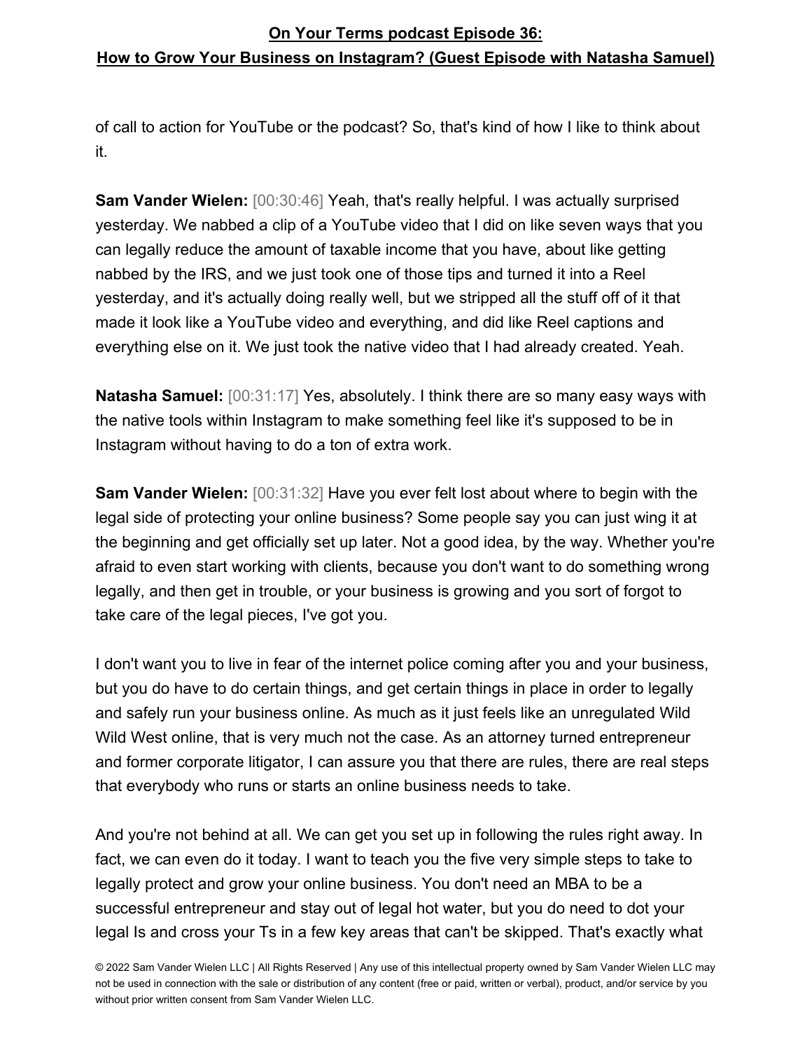of call to action for YouTube or the podcast? So, that's kind of how I like to think about it.

**Sam Vander Wielen:** [00:30:46] Yeah, that's really helpful. I was actually surprised yesterday. We nabbed a clip of a YouTube video that I did on like seven ways that you can legally reduce the amount of taxable income that you have, about like getting nabbed by the IRS, and we just took one of those tips and turned it into a Reel yesterday, and it's actually doing really well, but we stripped all the stuff off of it that made it look like a YouTube video and everything, and did like Reel captions and everything else on it. We just took the native video that I had already created. Yeah.

**Natasha Samuel:** [00:31:17] Yes, absolutely. I think there are so many easy ways with the native tools within Instagram to make something feel like it's supposed to be in Instagram without having to do a ton of extra work.

**Sam Vander Wielen:** [00:31:32] Have you ever felt lost about where to begin with the legal side of protecting your online business? Some people say you can just wing it at the beginning and get officially set up later. Not a good idea, by the way. Whether you're afraid to even start working with clients, because you don't want to do something wrong legally, and then get in trouble, or your business is growing and you sort of forgot to take care of the legal pieces, I've got you.

I don't want you to live in fear of the internet police coming after you and your business, but you do have to do certain things, and get certain things in place in order to legally and safely run your business online. As much as it just feels like an unregulated Wild Wild West online, that is very much not the case. As an attorney turned entrepreneur and former corporate litigator, I can assure you that there are rules, there are real steps that everybody who runs or starts an online business needs to take.

And you're not behind at all. We can get you set up in following the rules right away. In fact, we can even do it today. I want to teach you the five very simple steps to take to legally protect and grow your online business. You don't need an MBA to be a successful entrepreneur and stay out of legal hot water, but you do need to dot your legal Is and cross your Ts in a few key areas that can't be skipped. That's exactly what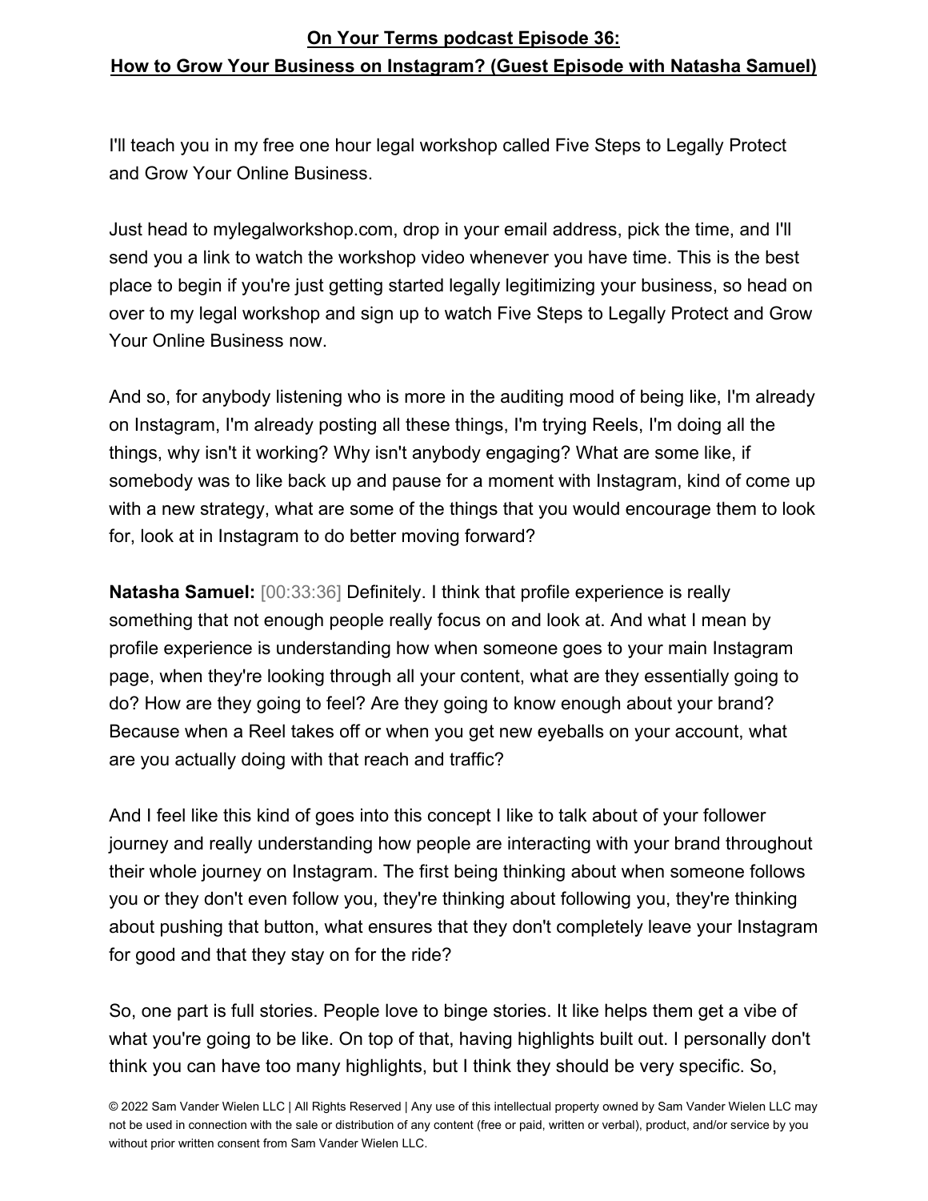I'll teach you in my free one hour legal workshop called Five Steps to Legally Protect and Grow Your Online Business.

Just head to mylegalworkshop.com, drop in your email address, pick the time, and I'll send you a link to watch the workshop video whenever you have time. This is the best place to begin if you're just getting started legally legitimizing your business, so head on over to my legal workshop and sign up to watch Five Steps to Legally Protect and Grow Your Online Business now.

And so, for anybody listening who is more in the auditing mood of being like, I'm already on Instagram, I'm already posting all these things, I'm trying Reels, I'm doing all the things, why isn't it working? Why isn't anybody engaging? What are some like, if somebody was to like back up and pause for a moment with Instagram, kind of come up with a new strategy, what are some of the things that you would encourage them to look for, look at in Instagram to do better moving forward?

**Natasha Samuel:** [00:33:36] Definitely. I think that profile experience is really something that not enough people really focus on and look at. And what I mean by profile experience is understanding how when someone goes to your main Instagram page, when they're looking through all your content, what are they essentially going to do? How are they going to feel? Are they going to know enough about your brand? Because when a Reel takes off or when you get new eyeballs on your account, what are you actually doing with that reach and traffic?

And I feel like this kind of goes into this concept I like to talk about of your follower journey and really understanding how people are interacting with your brand throughout their whole journey on Instagram. The first being thinking about when someone follows you or they don't even follow you, they're thinking about following you, they're thinking about pushing that button, what ensures that they don't completely leave your Instagram for good and that they stay on for the ride?

So, one part is full stories. People love to binge stories. It like helps them get a vibe of what you're going to be like. On top of that, having highlights built out. I personally don't think you can have too many highlights, but I think they should be very specific. So,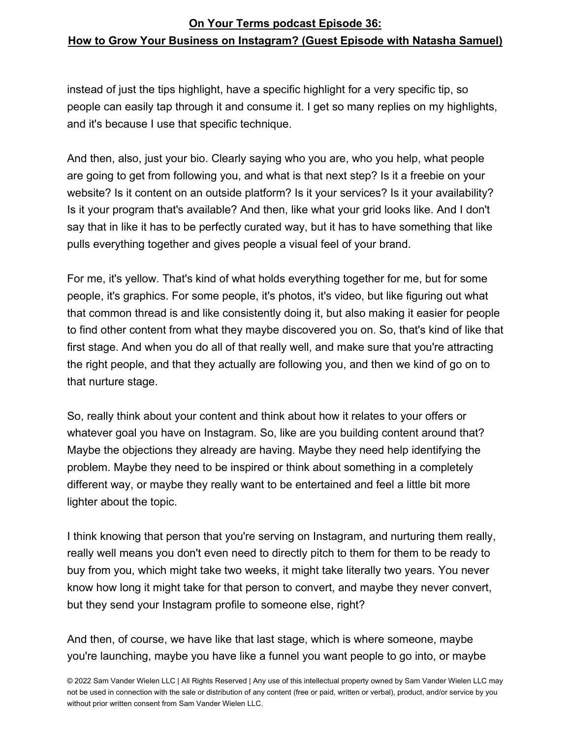instead of just the tips highlight, have a specific highlight for a very specific tip, so people can easily tap through it and consume it. I get so many replies on my highlights, and it's because I use that specific technique.

And then, also, just your bio. Clearly saying who you are, who you help, what people are going to get from following you, and what is that next step? Is it a freebie on your website? Is it content on an outside platform? Is it your services? Is it your availability? Is it your program that's available? And then, like what your grid looks like. And I don't say that in like it has to be perfectly curated way, but it has to have something that like pulls everything together and gives people a visual feel of your brand.

For me, it's yellow. That's kind of what holds everything together for me, but for some people, it's graphics. For some people, it's photos, it's video, but like figuring out what that common thread is and like consistently doing it, but also making it easier for people to find other content from what they maybe discovered you on. So, that's kind of like that first stage. And when you do all of that really well, and make sure that you're attracting the right people, and that they actually are following you, and then we kind of go on to that nurture stage.

So, really think about your content and think about how it relates to your offers or whatever goal you have on Instagram. So, like are you building content around that? Maybe the objections they already are having. Maybe they need help identifying the problem. Maybe they need to be inspired or think about something in a completely different way, or maybe they really want to be entertained and feel a little bit more lighter about the topic.

I think knowing that person that you're serving on Instagram, and nurturing them really, really well means you don't even need to directly pitch to them for them to be ready to buy from you, which might take two weeks, it might take literally two years. You never know how long it might take for that person to convert, and maybe they never convert, but they send your Instagram profile to someone else, right?

And then, of course, we have like that last stage, which is where someone, maybe you're launching, maybe you have like a funnel you want people to go into, or maybe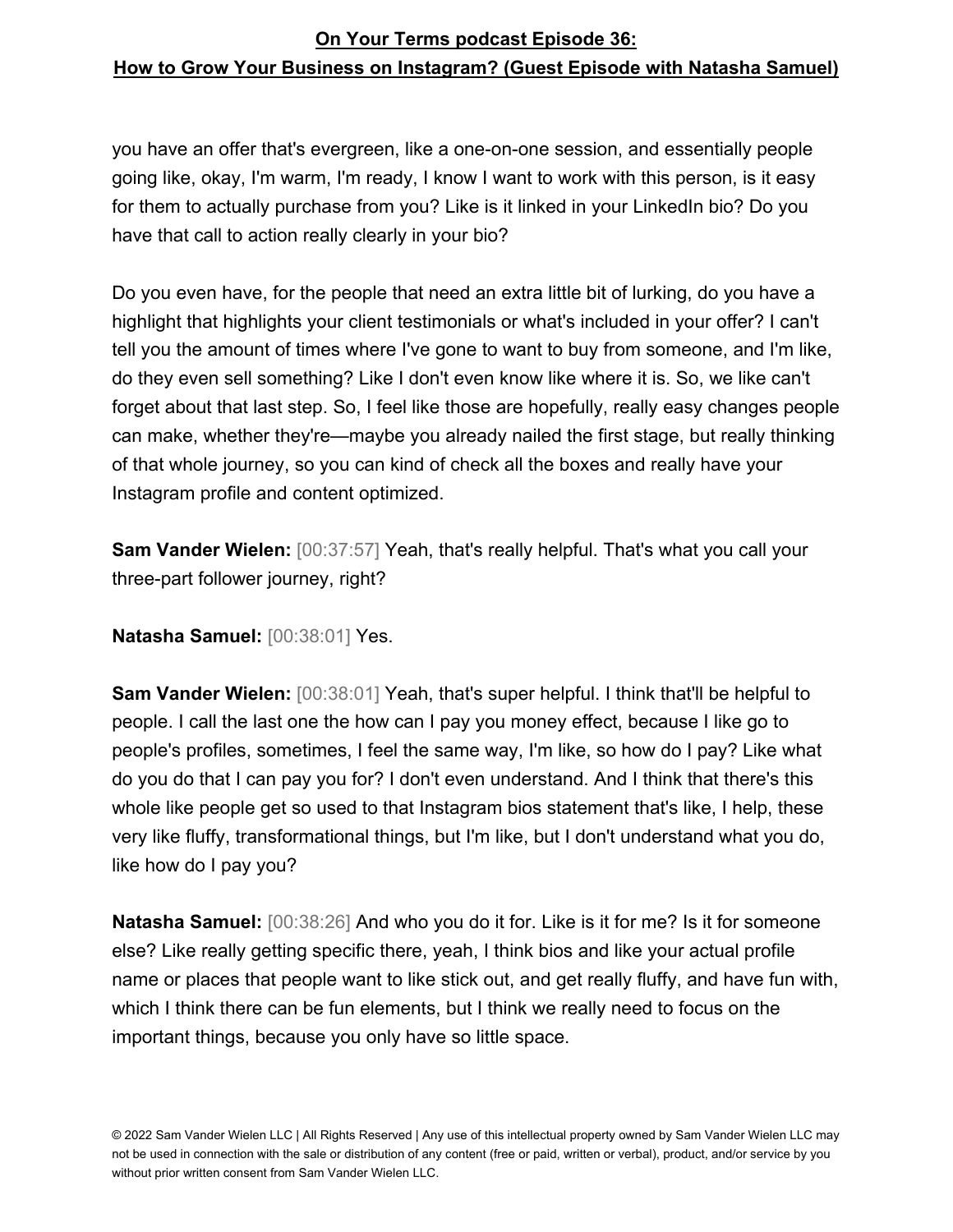you have an offer that's evergreen, like a one-on-one session, and essentially people going like, okay, I'm warm, I'm ready, I know I want to work with this person, is it easy for them to actually purchase from you? Like is it linked in your LinkedIn bio? Do you have that call to action really clearly in your bio?

Do you even have, for the people that need an extra little bit of lurking, do you have a highlight that highlights your client testimonials or what's included in your offer? I can't tell you the amount of times where I've gone to want to buy from someone, and I'm like, do they even sell something? Like I don't even know like where it is. So, we like can't forget about that last step. So, I feel like those are hopefully, really easy changes people can make, whether they're—maybe you already nailed the first stage, but really thinking of that whole journey, so you can kind of check all the boxes and really have your Instagram profile and content optimized.

**Sam Vander Wielen:** [00:37:57] Yeah, that's really helpful. That's what you call your three-part follower journey, right?

**Natasha Samuel:** [00:38:01] Yes.

**Sam Vander Wielen:** [00:38:01] Yeah, that's super helpful. I think that'll be helpful to people. I call the last one the how can I pay you money effect, because I like go to people's profiles, sometimes, I feel the same way, I'm like, so how do I pay? Like what do you do that I can pay you for? I don't even understand. And I think that there's this whole like people get so used to that Instagram bios statement that's like, I help, these very like fluffy, transformational things, but I'm like, but I don't understand what you do, like how do I pay you?

**Natasha Samuel:** [00:38:26] And who you do it for. Like is it for me? Is it for someone else? Like really getting specific there, yeah, I think bios and like your actual profile name or places that people want to like stick out, and get really fluffy, and have fun with, which I think there can be fun elements, but I think we really need to focus on the important things, because you only have so little space.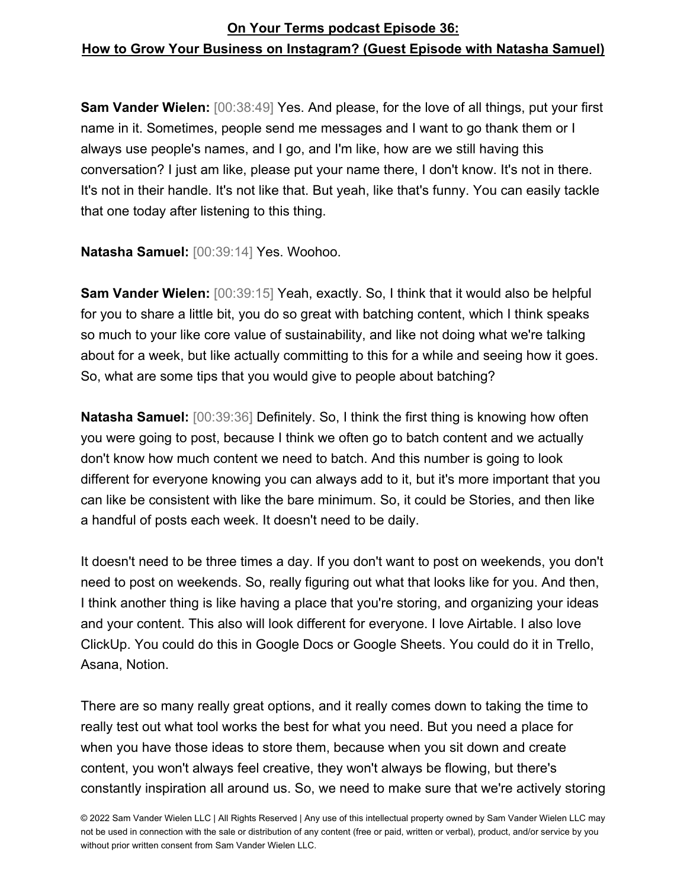**Sam Vander Wielen:** [00:38:49] Yes. And please, for the love of all things, put your first name in it. Sometimes, people send me messages and I want to go thank them or I always use people's names, and I go, and I'm like, how are we still having this conversation? I just am like, please put your name there, I don't know. It's not in there. It's not in their handle. It's not like that. But yeah, like that's funny. You can easily tackle that one today after listening to this thing.

**Natasha Samuel:** [00:39:14] Yes. Woohoo.

**Sam Vander Wielen:** [00:39:15] Yeah, exactly. So, I think that it would also be helpful for you to share a little bit, you do so great with batching content, which I think speaks so much to your like core value of sustainability, and like not doing what we're talking about for a week, but like actually committing to this for a while and seeing how it goes. So, what are some tips that you would give to people about batching?

**Natasha Samuel:** [00:39:36] Definitely. So, I think the first thing is knowing how often you were going to post, because I think we often go to batch content and we actually don't know how much content we need to batch. And this number is going to look different for everyone knowing you can always add to it, but it's more important that you can like be consistent with like the bare minimum. So, it could be Stories, and then like a handful of posts each week. It doesn't need to be daily.

It doesn't need to be three times a day. If you don't want to post on weekends, you don't need to post on weekends. So, really figuring out what that looks like for you. And then, I think another thing is like having a place that you're storing, and organizing your ideas and your content. This also will look different for everyone. I love Airtable. I also love ClickUp. You could do this in Google Docs or Google Sheets. You could do it in Trello, Asana, Notion.

There are so many really great options, and it really comes down to taking the time to really test out what tool works the best for what you need. But you need a place for when you have those ideas to store them, because when you sit down and create content, you won't always feel creative, they won't always be flowing, but there's constantly inspiration all around us. So, we need to make sure that we're actively storing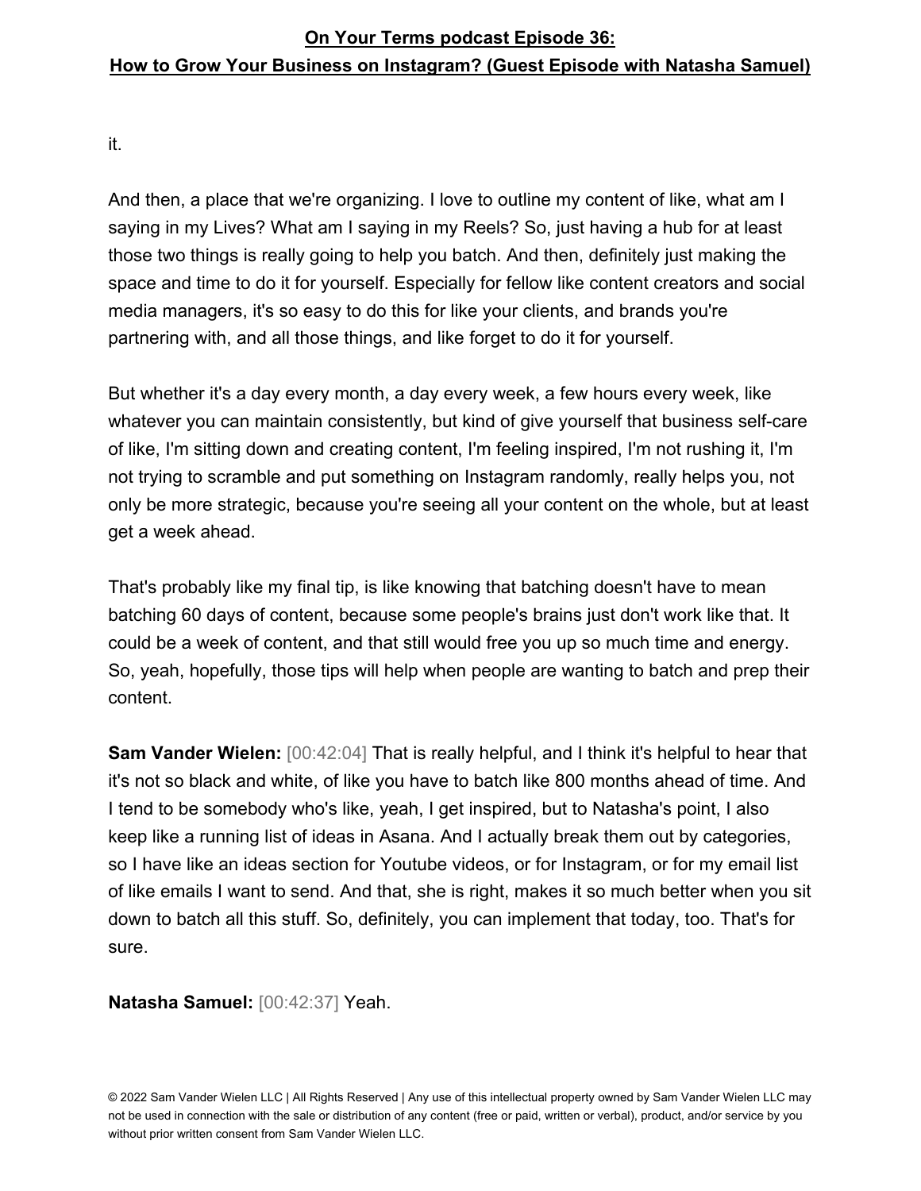it.

And then, a place that we're organizing. I love to outline my content of like, what am I saying in my Lives? What am I saying in my Reels? So, just having a hub for at least those two things is really going to help you batch. And then, definitely just making the space and time to do it for yourself. Especially for fellow like content creators and social media managers, it's so easy to do this for like your clients, and brands you're partnering with, and all those things, and like forget to do it for yourself.

But whether it's a day every month, a day every week, a few hours every week, like whatever you can maintain consistently, but kind of give yourself that business self-care of like, I'm sitting down and creating content, I'm feeling inspired, I'm not rushing it, I'm not trying to scramble and put something on Instagram randomly, really helps you, not only be more strategic, because you're seeing all your content on the whole, but at least get a week ahead.

That's probably like my final tip, is like knowing that batching doesn't have to mean batching 60 days of content, because some people's brains just don't work like that. It could be a week of content, and that still would free you up so much time and energy. So, yeah, hopefully, those tips will help when people are wanting to batch and prep their content.

**Sam Vander Wielen:** [00:42:04] That is really helpful, and I think it's helpful to hear that it's not so black and white, of like you have to batch like 800 months ahead of time. And I tend to be somebody who's like, yeah, I get inspired, but to Natasha's point, I also keep like a running list of ideas in Asana. And I actually break them out by categories, so I have like an ideas section for Youtube videos, or for Instagram, or for my email list of like emails I want to send. And that, she is right, makes it so much better when you sit down to batch all this stuff. So, definitely, you can implement that today, too. That's for sure.

**Natasha Samuel:** [00:42:37] Yeah.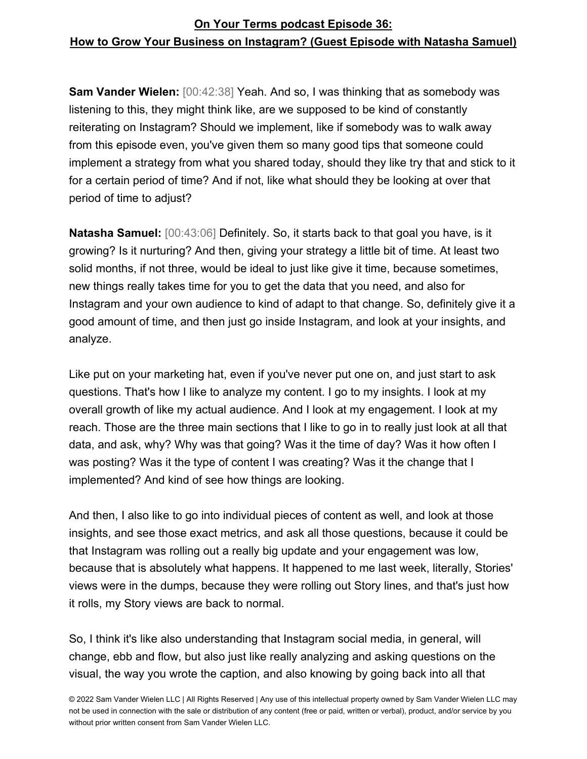**Sam Vander Wielen:** [00:42:38] Yeah. And so, I was thinking that as somebody was listening to this, they might think like, are we supposed to be kind of constantly reiterating on Instagram? Should we implement, like if somebody was to walk away from this episode even, you've given them so many good tips that someone could implement a strategy from what you shared today, should they like try that and stick to it for a certain period of time? And if not, like what should they be looking at over that period of time to adjust?

**Natasha Samuel:** [00:43:06] Definitely. So, it starts back to that goal you have, is it growing? Is it nurturing? And then, giving your strategy a little bit of time. At least two solid months, if not three, would be ideal to just like give it time, because sometimes, new things really takes time for you to get the data that you need, and also for Instagram and your own audience to kind of adapt to that change. So, definitely give it a good amount of time, and then just go inside Instagram, and look at your insights, and analyze.

Like put on your marketing hat, even if you've never put one on, and just start to ask questions. That's how I like to analyze my content. I go to my insights. I look at my overall growth of like my actual audience. And I look at my engagement. I look at my reach. Those are the three main sections that I like to go in to really just look at all that data, and ask, why? Why was that going? Was it the time of day? Was it how often I was posting? Was it the type of content I was creating? Was it the change that I implemented? And kind of see how things are looking.

And then, I also like to go into individual pieces of content as well, and look at those insights, and see those exact metrics, and ask all those questions, because it could be that Instagram was rolling out a really big update and your engagement was low, because that is absolutely what happens. It happened to me last week, literally, Stories' views were in the dumps, because they were rolling out Story lines, and that's just how it rolls, my Story views are back to normal.

So, I think it's like also understanding that Instagram social media, in general, will change, ebb and flow, but also just like really analyzing and asking questions on the visual, the way you wrote the caption, and also knowing by going back into all that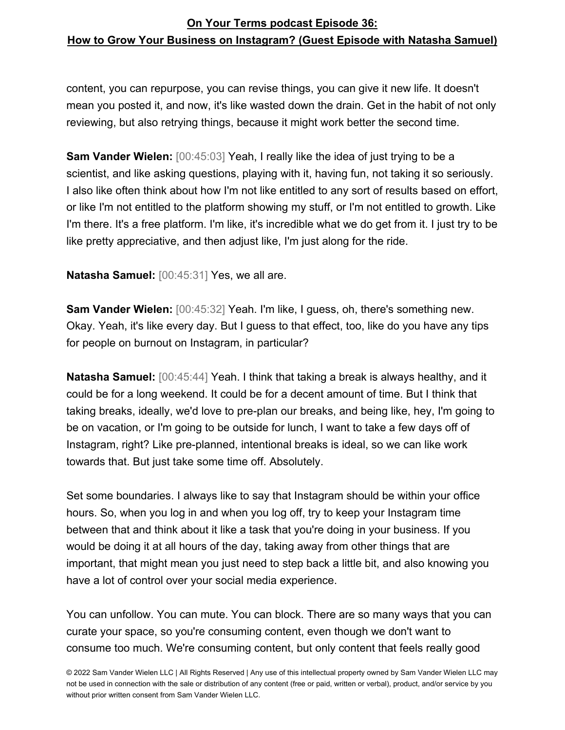content, you can repurpose, you can revise things, you can give it new life. It doesn't mean you posted it, and now, it's like wasted down the drain. Get in the habit of not only reviewing, but also retrying things, because it might work better the second time.

**Sam Vander Wielen:** [00:45:03] Yeah, I really like the idea of just trying to be a scientist, and like asking questions, playing with it, having fun, not taking it so seriously. I also like often think about how I'm not like entitled to any sort of results based on effort, or like I'm not entitled to the platform showing my stuff, or I'm not entitled to growth. Like I'm there. It's a free platform. I'm like, it's incredible what we do get from it. I just try to be like pretty appreciative, and then adjust like, I'm just along for the ride.

**Natasha Samuel:** [00:45:31] Yes, we all are.

**Sam Vander Wielen:** [00:45:32] Yeah. I'm like, I guess, oh, there's something new. Okay. Yeah, it's like every day. But I guess to that effect, too, like do you have any tips for people on burnout on Instagram, in particular?

**Natasha Samuel:** [00:45:44] Yeah. I think that taking a break is always healthy, and it could be for a long weekend. It could be for a decent amount of time. But I think that taking breaks, ideally, we'd love to pre-plan our breaks, and being like, hey, I'm going to be on vacation, or I'm going to be outside for lunch, I want to take a few days off of Instagram, right? Like pre-planned, intentional breaks is ideal, so we can like work towards that. But just take some time off. Absolutely.

Set some boundaries. I always like to say that Instagram should be within your office hours. So, when you log in and when you log off, try to keep your Instagram time between that and think about it like a task that you're doing in your business. If you would be doing it at all hours of the day, taking away from other things that are important, that might mean you just need to step back a little bit, and also knowing you have a lot of control over your social media experience.

You can unfollow. You can mute. You can block. There are so many ways that you can curate your space, so you're consuming content, even though we don't want to consume too much. We're consuming content, but only content that feels really good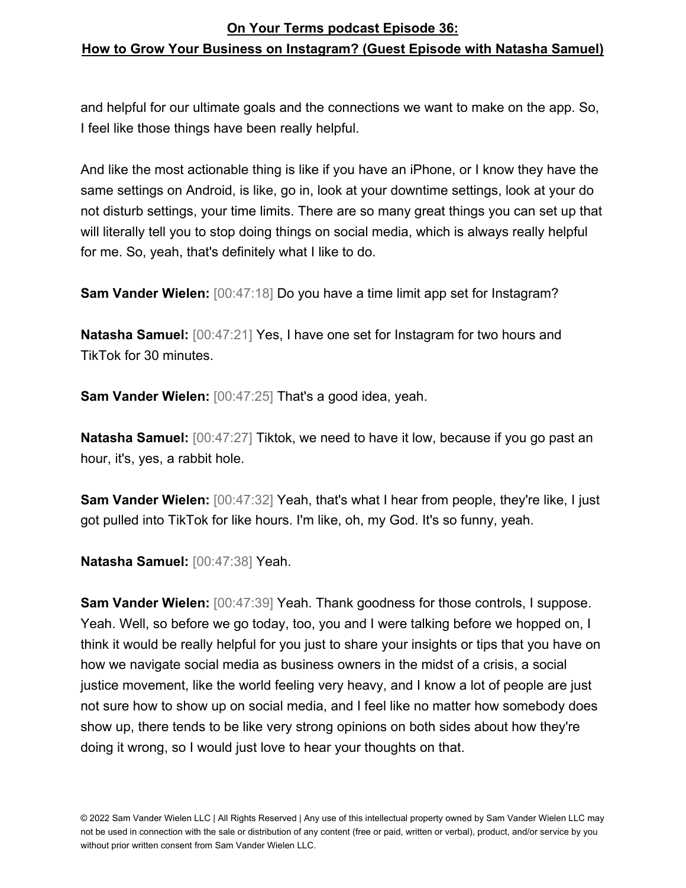and helpful for our ultimate goals and the connections we want to make on the app. So, I feel like those things have been really helpful.

And like the most actionable thing is like if you have an iPhone, or I know they have the same settings on Android, is like, go in, look at your downtime settings, look at your do not disturb settings, your time limits. There are so many great things you can set up that will literally tell you to stop doing things on social media, which is always really helpful for me. So, yeah, that's definitely what I like to do.

**Sam Vander Wielen:** [00:47:18] Do you have a time limit app set for Instagram?

**Natasha Samuel:** [00:47:21] Yes, I have one set for Instagram for two hours and TikTok for 30 minutes.

**Sam Vander Wielen:** [00:47:25] That's a good idea, yeah.

**Natasha Samuel:** [00:47:27] Tiktok, we need to have it low, because if you go past an hour, it's, yes, a rabbit hole.

**Sam Vander Wielen:** [00:47:32] Yeah, that's what I hear from people, they're like, I just got pulled into TikTok for like hours. I'm like, oh, my God. It's so funny, yeah.

**Natasha Samuel:** [00:47:38] Yeah.

**Sam Vander Wielen:** [00:47:39] Yeah. Thank goodness for those controls, I suppose. Yeah. Well, so before we go today, too, you and I were talking before we hopped on, I think it would be really helpful for you just to share your insights or tips that you have on how we navigate social media as business owners in the midst of a crisis, a social justice movement, like the world feeling very heavy, and I know a lot of people are just not sure how to show up on social media, and I feel like no matter how somebody does show up, there tends to be like very strong opinions on both sides about how they're doing it wrong, so I would just love to hear your thoughts on that.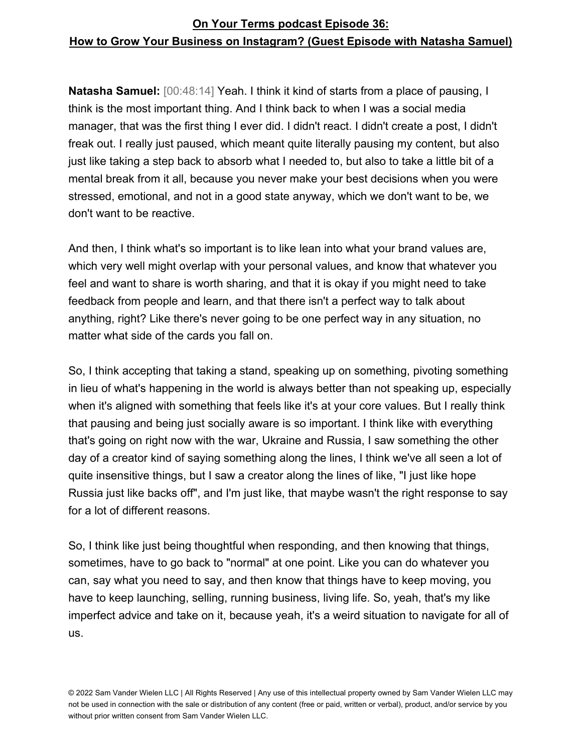**Natasha Samuel:** [00:48:14] Yeah. I think it kind of starts from a place of pausing, I think is the most important thing. And I think back to when I was a social media manager, that was the first thing I ever did. I didn't react. I didn't create a post, I didn't freak out. I really just paused, which meant quite literally pausing my content, but also just like taking a step back to absorb what I needed to, but also to take a little bit of a mental break from it all, because you never make your best decisions when you were stressed, emotional, and not in a good state anyway, which we don't want to be, we don't want to be reactive.

And then, I think what's so important is to like lean into what your brand values are, which very well might overlap with your personal values, and know that whatever you feel and want to share is worth sharing, and that it is okay if you might need to take feedback from people and learn, and that there isn't a perfect way to talk about anything, right? Like there's never going to be one perfect way in any situation, no matter what side of the cards you fall on.

So, I think accepting that taking a stand, speaking up on something, pivoting something in lieu of what's happening in the world is always better than not speaking up, especially when it's aligned with something that feels like it's at your core values. But I really think that pausing and being just socially aware is so important. I think like with everything that's going on right now with the war, Ukraine and Russia, I saw something the other day of a creator kind of saying something along the lines, I think we've all seen a lot of quite insensitive things, but I saw a creator along the lines of like, "I just like hope Russia just like backs off", and I'm just like, that maybe wasn't the right response to say for a lot of different reasons.

So, I think like just being thoughtful when responding, and then knowing that things, sometimes, have to go back to "normal" at one point. Like you can do whatever you can, say what you need to say, and then know that things have to keep moving, you have to keep launching, selling, running business, living life. So, yeah, that's my like imperfect advice and take on it, because yeah, it's a weird situation to navigate for all of us.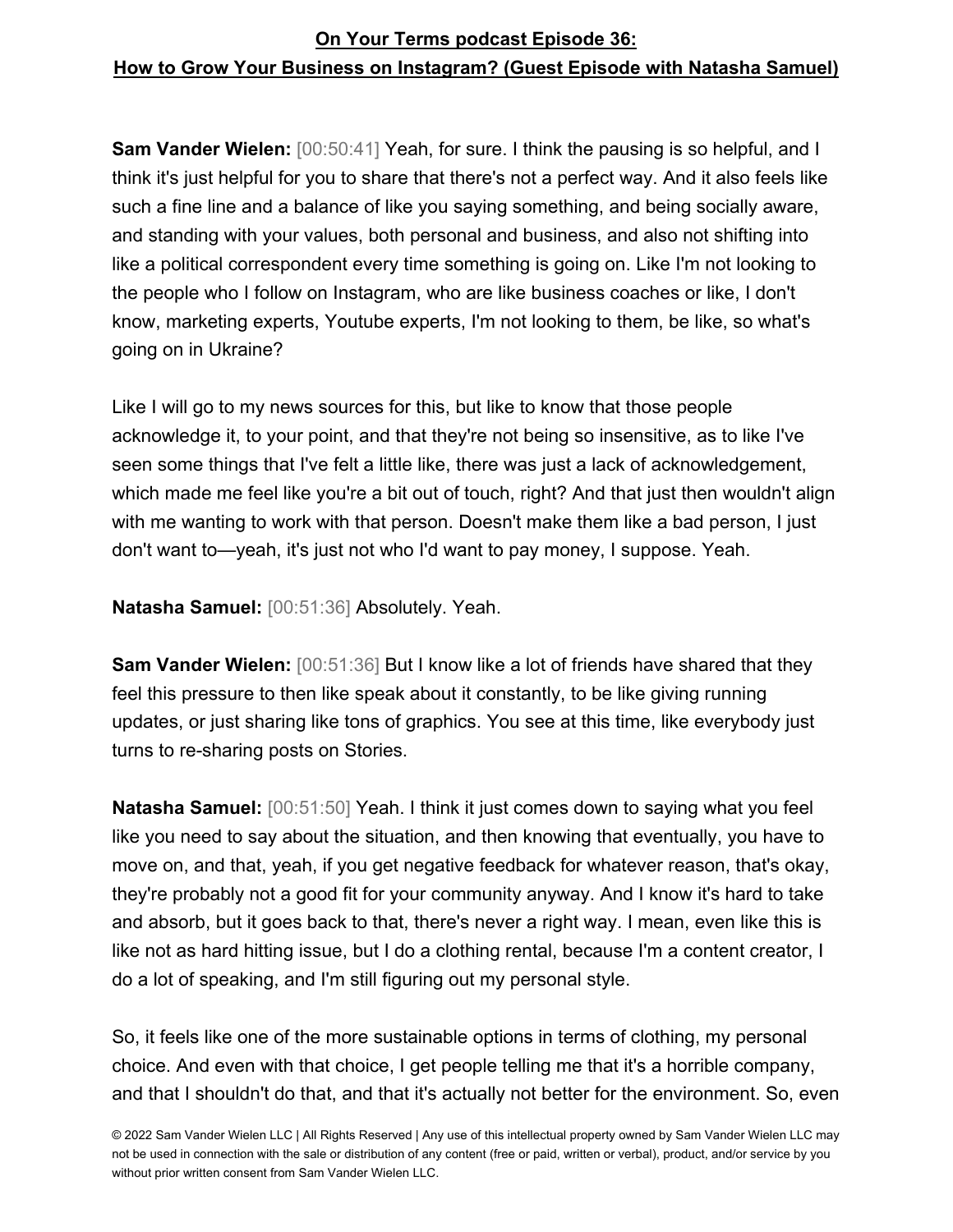**Sam Vander Wielen:** [00:50:41] Yeah, for sure. I think the pausing is so helpful, and I think it's just helpful for you to share that there's not a perfect way. And it also feels like such a fine line and a balance of like you saying something, and being socially aware, and standing with your values, both personal and business, and also not shifting into like a political correspondent every time something is going on. Like I'm not looking to the people who I follow on Instagram, who are like business coaches or like, I don't know, marketing experts, Youtube experts, I'm not looking to them, be like, so what's going on in Ukraine?

Like I will go to my news sources for this, but like to know that those people acknowledge it, to your point, and that they're not being so insensitive, as to like I've seen some things that I've felt a little like, there was just a lack of acknowledgement, which made me feel like you're a bit out of touch, right? And that just then wouldn't align with me wanting to work with that person. Doesn't make them like a bad person, I just don't want to—yeah, it's just not who I'd want to pay money, I suppose. Yeah.

**Natasha Samuel:** [00:51:36] Absolutely. Yeah.

**Sam Vander Wielen:** [00:51:36] But I know like a lot of friends have shared that they feel this pressure to then like speak about it constantly, to be like giving running updates, or just sharing like tons of graphics. You see at this time, like everybody just turns to re-sharing posts on Stories.

**Natasha Samuel:** [00:51:50] Yeah. I think it just comes down to saying what you feel like you need to say about the situation, and then knowing that eventually, you have to move on, and that, yeah, if you get negative feedback for whatever reason, that's okay, they're probably not a good fit for your community anyway. And I know it's hard to take and absorb, but it goes back to that, there's never a right way. I mean, even like this is like not as hard hitting issue, but I do a clothing rental, because I'm a content creator, I do a lot of speaking, and I'm still figuring out my personal style.

So, it feels like one of the more sustainable options in terms of clothing, my personal choice. And even with that choice, I get people telling me that it's a horrible company, and that I shouldn't do that, and that it's actually not better for the environment. So, even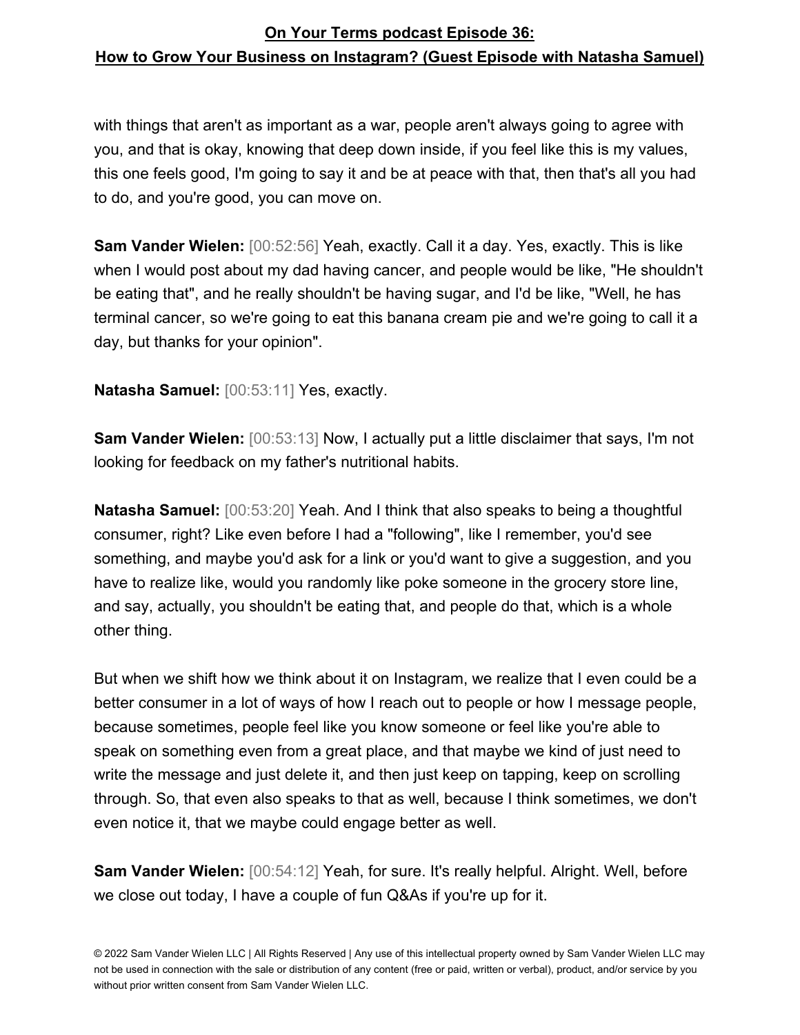with things that aren't as important as a war, people aren't always going to agree with you, and that is okay, knowing that deep down inside, if you feel like this is my values, this one feels good, I'm going to say it and be at peace with that, then that's all you had to do, and you're good, you can move on.

**Sam Vander Wielen:** [00:52:56] Yeah, exactly. Call it a day. Yes, exactly. This is like when I would post about my dad having cancer, and people would be like, "He shouldn't be eating that", and he really shouldn't be having sugar, and I'd be like, "Well, he has terminal cancer, so we're going to eat this banana cream pie and we're going to call it a day, but thanks for your opinion".

**Natasha Samuel:** [00:53:11] Yes, exactly.

**Sam Vander Wielen:** [00:53:13] Now, I actually put a little disclaimer that says, I'm not looking for feedback on my father's nutritional habits.

**Natasha Samuel:** [00:53:20] Yeah. And I think that also speaks to being a thoughtful consumer, right? Like even before I had a "following", like I remember, you'd see something, and maybe you'd ask for a link or you'd want to give a suggestion, and you have to realize like, would you randomly like poke someone in the grocery store line, and say, actually, you shouldn't be eating that, and people do that, which is a whole other thing.

But when we shift how we think about it on Instagram, we realize that I even could be a better consumer in a lot of ways of how I reach out to people or how I message people, because sometimes, people feel like you know someone or feel like you're able to speak on something even from a great place, and that maybe we kind of just need to write the message and just delete it, and then just keep on tapping, keep on scrolling through. So, that even also speaks to that as well, because I think sometimes, we don't even notice it, that we maybe could engage better as well.

**Sam Vander Wielen:** [00:54:12] Yeah, for sure. It's really helpful. Alright. Well, before we close out today, I have a couple of fun Q&As if you're up for it.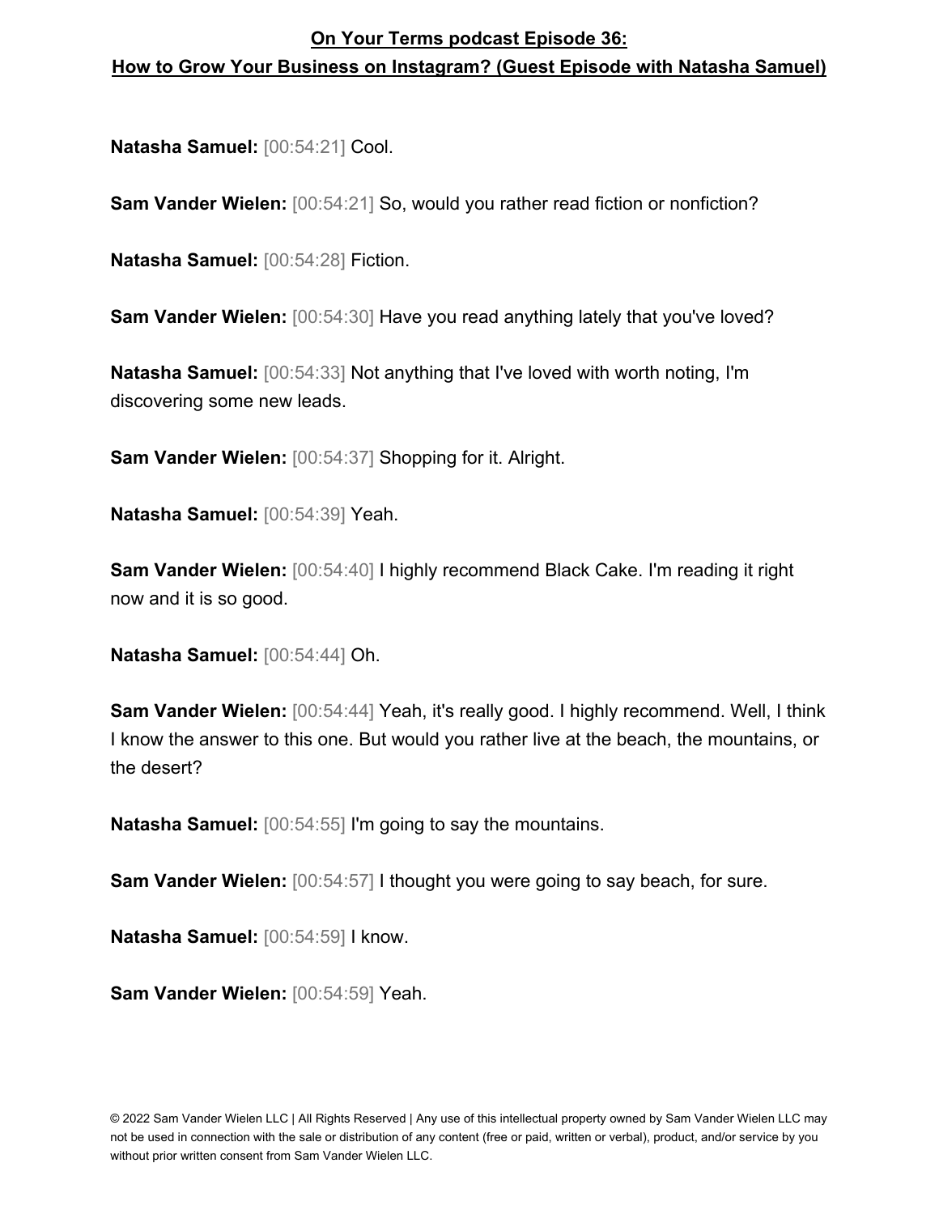**Natasha Samuel:** [00:54:21] Cool.

**Sam Vander Wielen:** [00:54:21] So, would you rather read fiction or nonfiction?

**Natasha Samuel:** [00:54:28] Fiction.

**Sam Vander Wielen:** [00:54:30] Have you read anything lately that you've loved?

**Natasha Samuel:** [00:54:33] Not anything that I've loved with worth noting, I'm discovering some new leads.

**Sam Vander Wielen:** [00:54:37] Shopping for it. Alright.

**Natasha Samuel:** [00:54:39] Yeah.

**Sam Vander Wielen:** [00:54:40] I highly recommend Black Cake. I'm reading it right now and it is so good.

**Natasha Samuel:** [00:54:44] Oh.

**Sam Vander Wielen:** [00:54:44] Yeah, it's really good. I highly recommend. Well, I think I know the answer to this one. But would you rather live at the beach, the mountains, or the desert?

**Natasha Samuel:** [00:54:55] I'm going to say the mountains.

**Sam Vander Wielen:** [00:54:57] I thought you were going to say beach, for sure.

**Natasha Samuel:** [00:54:59] I know.

**Sam Vander Wielen:** [00:54:59] Yeah.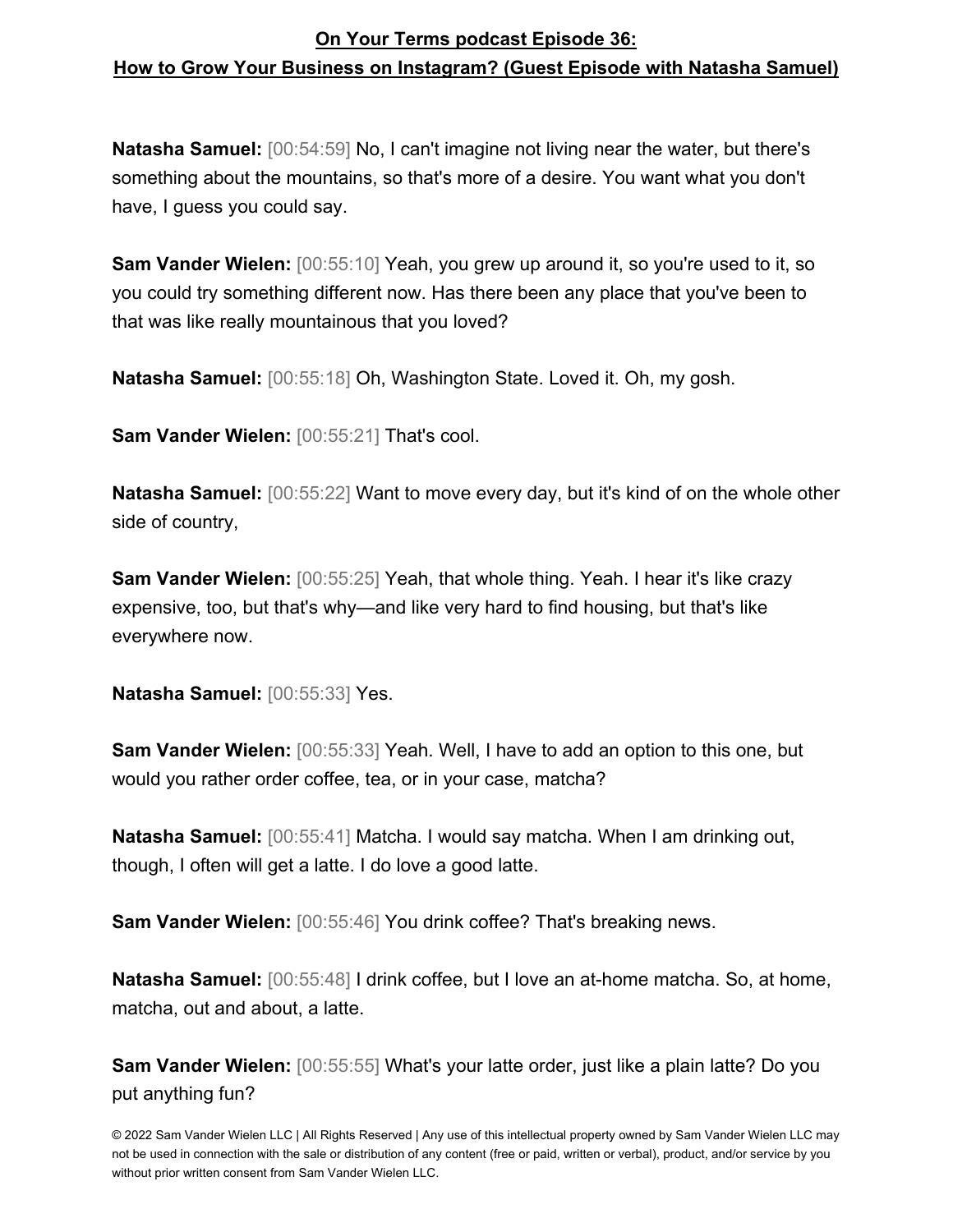**Natasha Samuel:** [00:54:59] No, I can't imagine not living near the water, but there's something about the mountains, so that's more of a desire. You want what you don't have, I guess you could say.

**Sam Vander Wielen:** [00:55:10] Yeah, you grew up around it, so you're used to it, so you could try something different now. Has there been any place that you've been to that was like really mountainous that you loved?

**Natasha Samuel:** [00:55:18] Oh, Washington State. Loved it. Oh, my gosh.

**Sam Vander Wielen:** [00:55:21] That's cool.

**Natasha Samuel:** [00:55:22] Want to move every day, but it's kind of on the whole other side of country,

**Sam Vander Wielen:** [00:55:25] Yeah, that whole thing. Yeah. I hear it's like crazy expensive, too, but that's why—and like very hard to find housing, but that's like everywhere now.

**Natasha Samuel:** [00:55:33] Yes.

**Sam Vander Wielen:** [00:55:33] Yeah. Well, I have to add an option to this one, but would you rather order coffee, tea, or in your case, matcha?

**Natasha Samuel:** [00:55:41] Matcha. I would say matcha. When I am drinking out, though, I often will get a latte. I do love a good latte.

**Sam Vander Wielen:** [00:55:46] You drink coffee? That's breaking news.

**Natasha Samuel:** [00:55:48] I drink coffee, but I love an at-home matcha. So, at home, matcha, out and about, a latte.

**Sam Vander Wielen:** [00:55:55] What's your latte order, just like a plain latte? Do you put anything fun?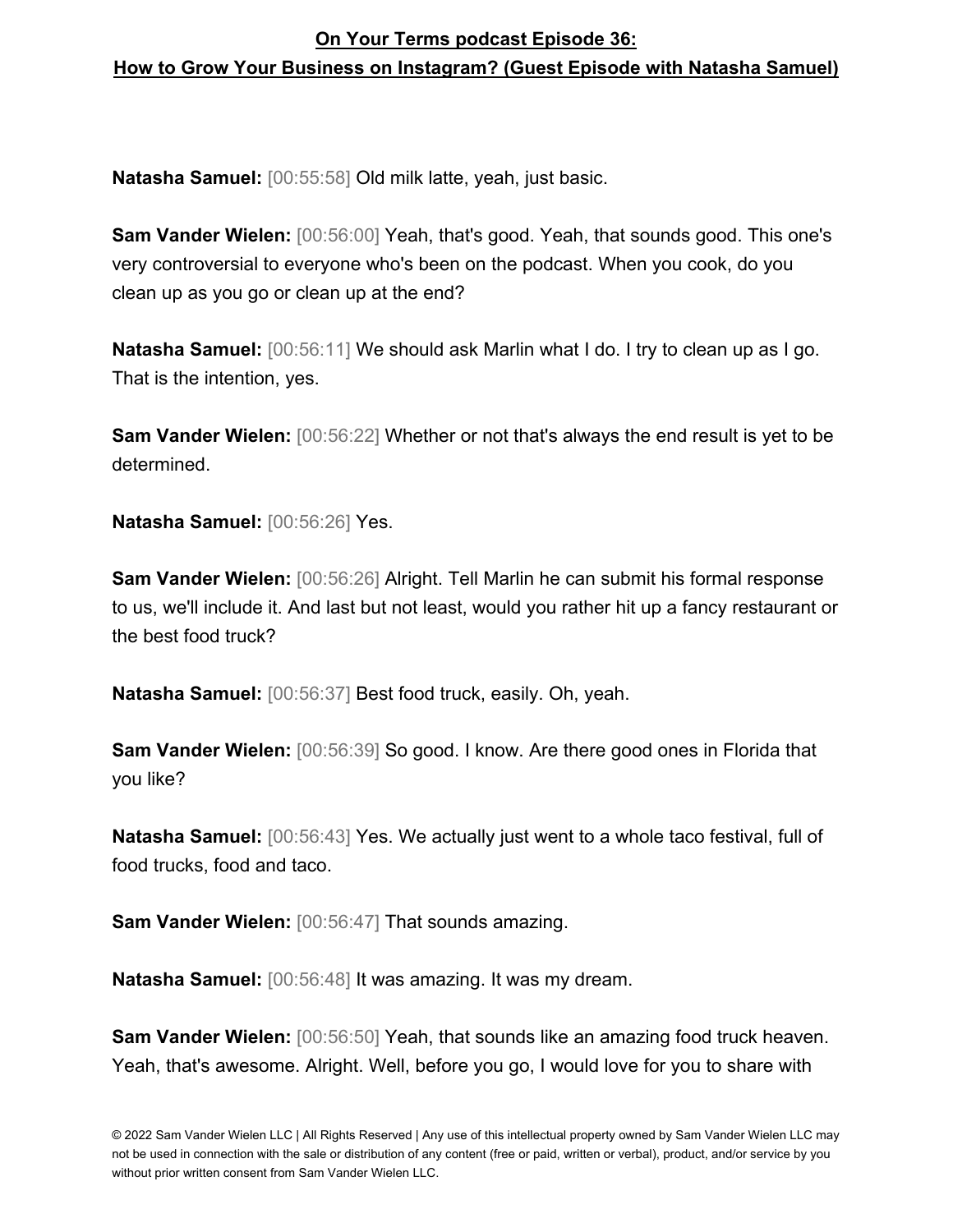**Natasha Samuel:** [00:55:58] Old milk latte, yeah, just basic.

**Sam Vander Wielen:** [00:56:00] Yeah, that's good. Yeah, that sounds good. This one's very controversial to everyone who's been on the podcast. When you cook, do you clean up as you go or clean up at the end?

**Natasha Samuel:** [00:56:11] We should ask Marlin what I do. I try to clean up as I go. That is the intention, yes.

**Sam Vander Wielen:** [00:56:22] Whether or not that's always the end result is yet to be determined.

**Natasha Samuel:** [00:56:26] Yes.

**Sam Vander Wielen:** [00:56:26] Alright. Tell Marlin he can submit his formal response to us, we'll include it. And last but not least, would you rather hit up a fancy restaurant or the best food truck?

**Natasha Samuel:** [00:56:37] Best food truck, easily. Oh, yeah.

**Sam Vander Wielen:** [00:56:39] So good. I know. Are there good ones in Florida that you like?

**Natasha Samuel:** [00:56:43] Yes. We actually just went to a whole taco festival, full of food trucks, food and taco.

**Sam Vander Wielen:** [00:56:47] That sounds amazing.

**Natasha Samuel:** [00:56:48] It was amazing. It was my dream.

**Sam Vander Wielen:** [00:56:50] Yeah, that sounds like an amazing food truck heaven. Yeah, that's awesome. Alright. Well, before you go, I would love for you to share with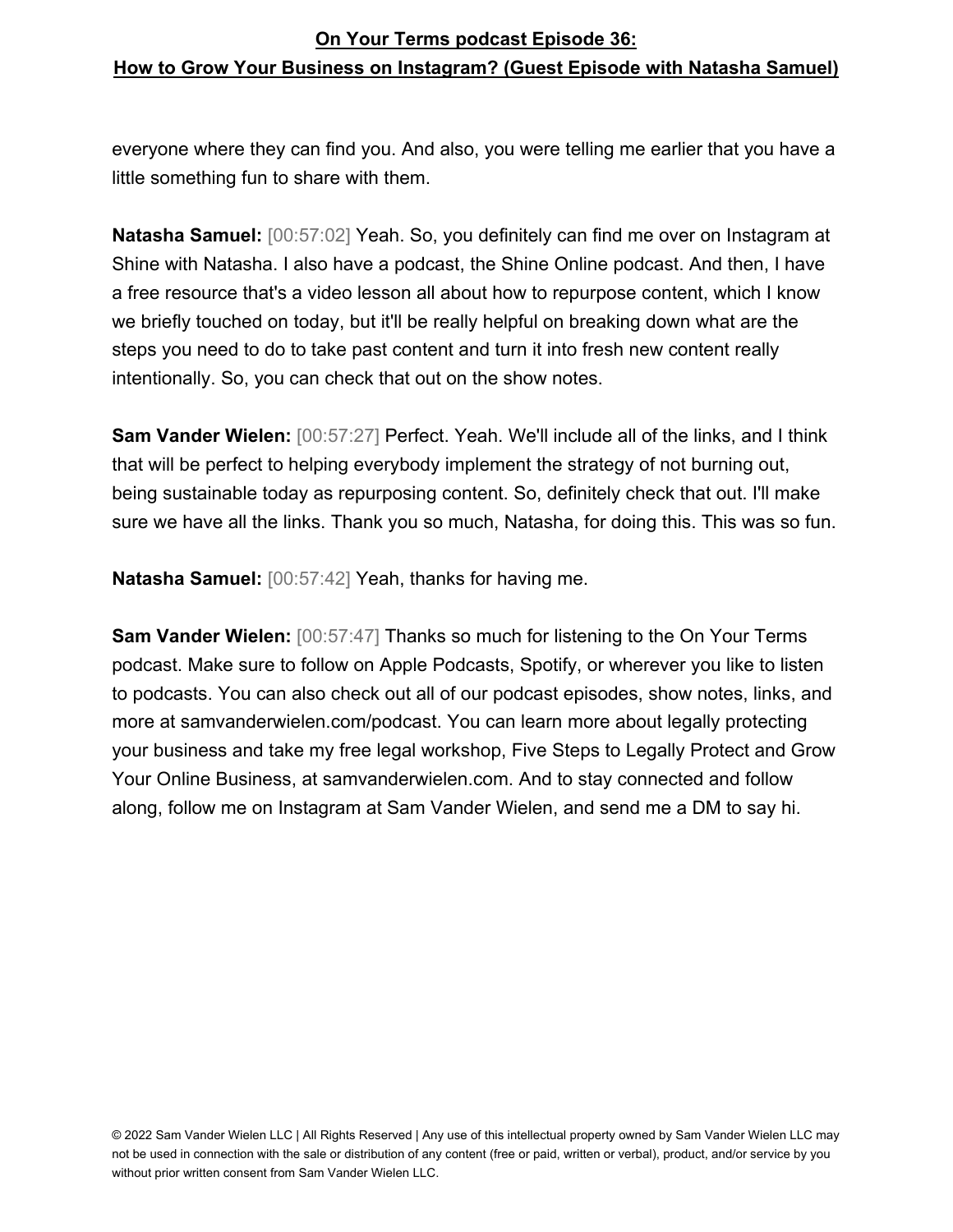everyone where they can find you. And also, you were telling me earlier that you have a little something fun to share with them.

**Natasha Samuel:** [00:57:02] Yeah. So, you definitely can find me over on Instagram at Shine with Natasha. I also have a podcast, the Shine Online podcast. And then, I have a free resource that's a video lesson all about how to repurpose content, which I know we briefly touched on today, but it'll be really helpful on breaking down what are the steps you need to do to take past content and turn it into fresh new content really intentionally. So, you can check that out on the show notes.

**Sam Vander Wielen:** [00:57:27] Perfect. Yeah. We'll include all of the links, and I think that will be perfect to helping everybody implement the strategy of not burning out, being sustainable today as repurposing content. So, definitely check that out. I'll make sure we have all the links. Thank you so much, Natasha, for doing this. This was so fun.

**Natasha Samuel:** [00:57:42] Yeah, thanks for having me.

**Sam Vander Wielen:** [00:57:47] Thanks so much for listening to the On Your Terms podcast. Make sure to follow on Apple Podcasts, Spotify, or wherever you like to listen to podcasts. You can also check out all of our podcast episodes, show notes, links, and more at samvanderwielen.com/podcast. You can learn more about legally protecting your business and take my free legal workshop, Five Steps to Legally Protect and Grow Your Online Business, at samvanderwielen.com. And to stay connected and follow along, follow me on Instagram at Sam Vander Wielen, and send me a DM to say hi.